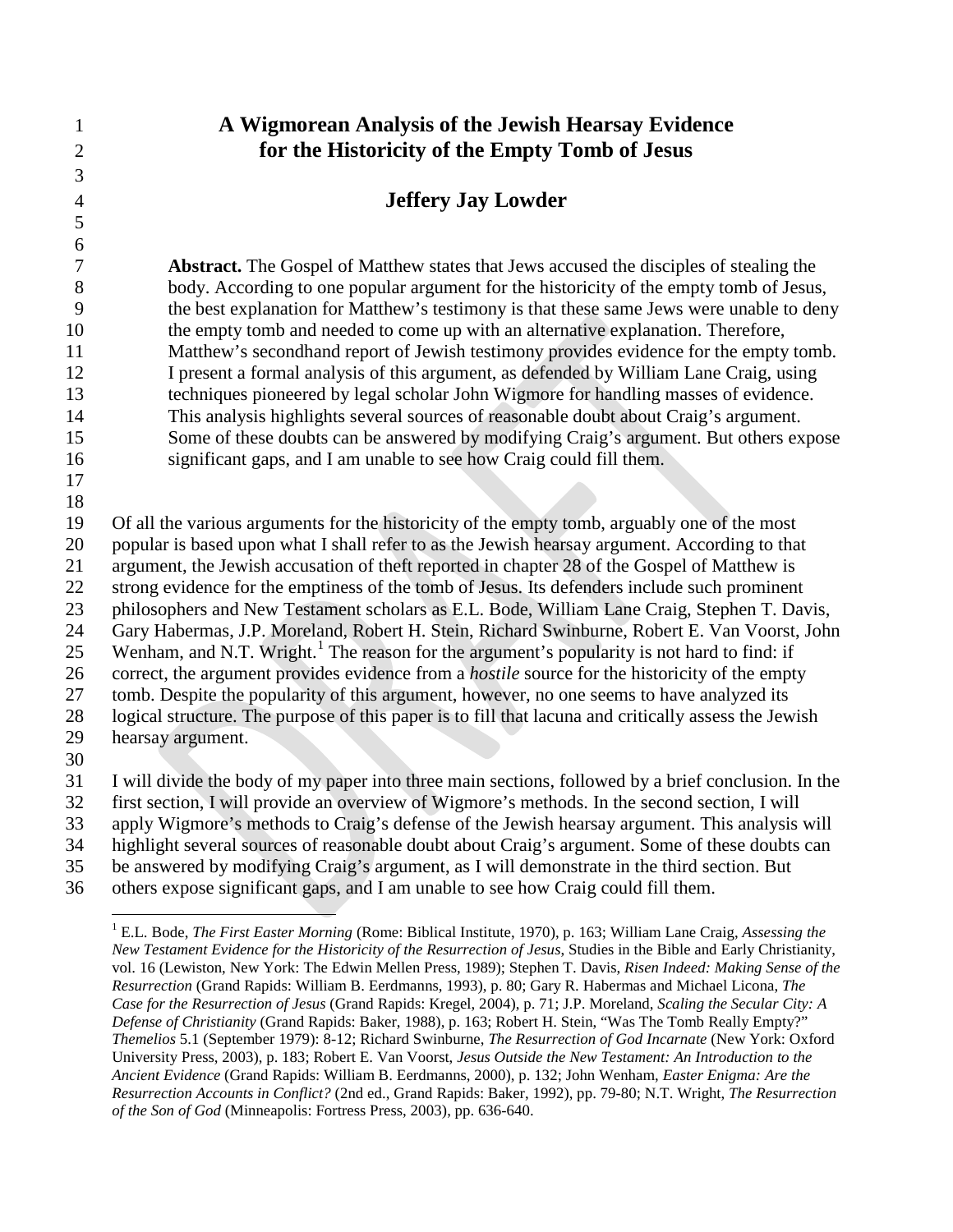# A Wigmorean Analysis of the Jewish Hearsay Evidence for the Historicity of the Empty Tomb of Jesus

**Jeffery Jay Lowder**

**Abstract.** The Gospel of Matthew states that Jews accused the disciples of stealing the body. According to one popular argument for the historicity of the empty tomb of Jesus, the best explanation for Matthew's testimony is that these same Jews were unable to deny the empty tomb and needed to come up with an alternative explanation. Therefore, Matthew's secondhand report of Jewish testimony provides evidence for the empty tomb. I present a formal analysis of this argument, as defended by William Lane Craig, using techniques pioneered by legal scholar John Wigmore for handling masses of evidence. This analysis highlights several sources of reasonable doubt about Craig's argument. Some of these doubts can be answered by modifying Craig's argument. But others expose significant gaps, and I am unable to see how Craig could fill them.

Of all the various arguments for the historicity of the empty tomb, arguably one of the most popular is based upon what I shall refer to as the Jewish hearsay argument. According to that argument, the Jewish accusation of theft reported in chapter 28 of the Gospel of Matthew is strong evidence for the emptiness of the tomb of Jesus. Its defenders include such prominent philosophers and New Testament scholars as E.L. Bode, William Lane Craig, Stephen T. Davis, Gary Habermas, J.P. Moreland, Robert H. Stein, Richard Swinburne, Robert E. Van Voorst, John Wenham, and N.T. Wright.[1] The reason for the argument's popularity is not hard to find: if correct, the argument provides evidence from a *hostile* source for the historicity of the empty tomb. Despite the popularity of this argument, however, no one seems to have analyzed its logical structure. The purpose of this paper is to fill that lacuna and critically assess the Jewish hearsay argument.

I will divide the body of my paper into three main sections, followed by a brief conclusion. In the first section, I will provide an overview of Wigmore's methods. In the second section, I will apply Wigmore's methods to Craig's defense of the Jewish hearsay argument. This analysis will highlight several sources of reasonable doubt about Craig's argument. Some of these doubts can be answered by modifying Craig's argument, as I will demonstrate in the third section. But others expose significant gaps, and I am unable to see how Craig could fill them.

---

[1] E.L. Bode, *The First Easter Morning* (Rome: Biblical Institute, 1970), p. 163; William Lane Craig, *Assessing the New Testament Evidence for the Historicity of the Resurrection of Jesus*, Studies in the Bible and Early Christianity, vol. 16 (Lewiston, New York: The Edwin Mellen Press, 1989); Stephen T. Davis, *Risen Indeed: Making Sense of the Resurrection* (Grand Rapids: William B. Eerdmanns, 1993), p. 80; Gary R. Habermas and Michael Licona, *The Case for the Resurrection of Jesus* (Grand Rapids: Kregel, 2004), p. 71; J.P. Moreland, *Scaling the Secular City: A Defense of Christianity* (Grand Rapids: Baker, 1988), p. 163; Robert H. Stein, "Was The Tomb Really Empty?" *Themelios* 5.1 (September 1979): 8-12; Richard Swinburne, *The Resurrection of God Incarnate* (New York: Oxford University Press, 2003), p. 183; Robert E. Van Voorst, *Jesus Outside the New Testament: An Introduction to the Ancient Evidence* (Grand Rapids: William B. Eerdmanns, 2000), p. 132; John Wenham, *Easter Enigma: Are the Resurrection Accounts in Conflict?* (2nd ed., Grand Rapids: Baker, 1992), pp. 79-80; N.T. Wright, *The Resurrection of the Son of God* (Minneapolis: Fortress Press, 2003), pp. 636-640.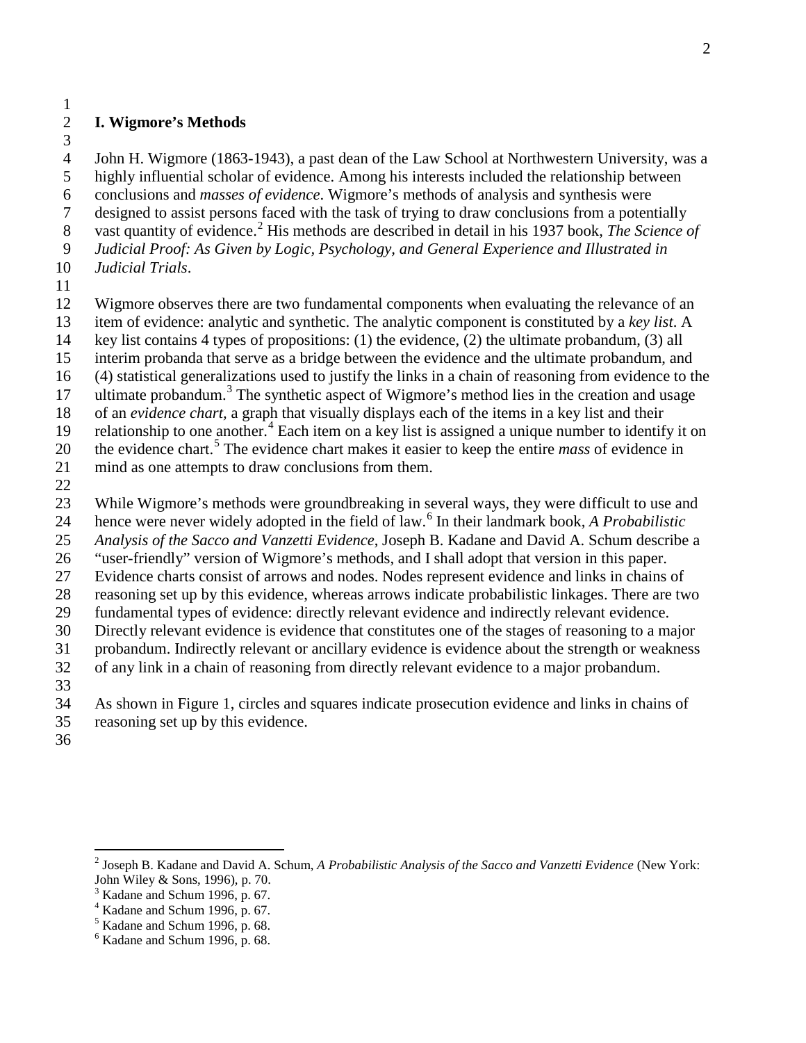## I. Wigmore's Methods

John H. Wigmore (1863-1943), a past dean of the Law School at Northwestern University, was a highly influential scholar of evidence. Among his interests included the relationship between conclusions and *masses of evidence*. Wigmore's methods of analysis and synthesis were designed to assist persons faced with the task of trying to draw conclusions from a potentially vast quantity of evidence.[2] His methods are described in detail in his 1937 book, *The Science of Judicial Proof: As Given by Logic, Psychology, and General Experience and Illustrated in Judicial Trials*.

Wigmore observes there are two fundamental components when evaluating the relevance of an item of evidence: analytic and synthetic. The analytic component is constituted by a *key list*. A key list contains 4 types of propositions: (1) the evidence, (2) the ultimate probandum, (3) all interim probanda that serve as a bridge between the evidence and the ultimate probandum, and (4) statistical generalizations used to justify the links in a chain of reasoning from evidence to the ultimate probandum.[3] The synthetic aspect of Wigmore's method lies in the creation and usage of an *evidence chart*, a graph that visually displays each of the items in a key list and their relationship to one another.[4] Each item on a key list is assigned a unique number to identify it on the evidence chart.[5] The evidence chart makes it easier to keep the entire *mass* of evidence in mind as one attempts to draw conclusions from them.

While Wigmore's methods were groundbreaking in several ways, they were difficult to use and hence were never widely adopted in the field of law.[6] In their landmark book, *A Probabilistic Analysis of the Sacco and Vanzetti Evidence*, Joseph B. Kadane and David A. Schum describe a "user-friendly" version of Wigmore's methods, and I shall adopt that version in this paper. Evidence charts consist of arrows and nodes. Nodes represent evidence and links in chains of reasoning set up by this evidence, whereas arrows indicate probabilistic linkages. There are two fundamental types of evidence: directly relevant evidence and indirectly relevant evidence. Directly relevant evidence is evidence that constitutes one of the stages of reasoning to a major probandum. Indirectly relevant or ancillary evidence is evidence about the strength or weakness of any link in a chain of reasoning from directly relevant evidence to a major probandum.

As shown in Figure 1, circles and squares indicate prosecution evidence and links in chains of reasoning set up by this evidence.

---

[2] Joseph B. Kadane and David A. Schum, *A Probabilistic Analysis of the Sacco and Vanzetti Evidence* (New York: John Wiley & Sons, 1996), p. 70.

[3] Kadane and Schum 1996, p. 67.

[4] Kadane and Schum 1996, p. 67.

[5] Kadane and Schum 1996, p. 68.

[6] Kadane and Schum 1996, p. 68.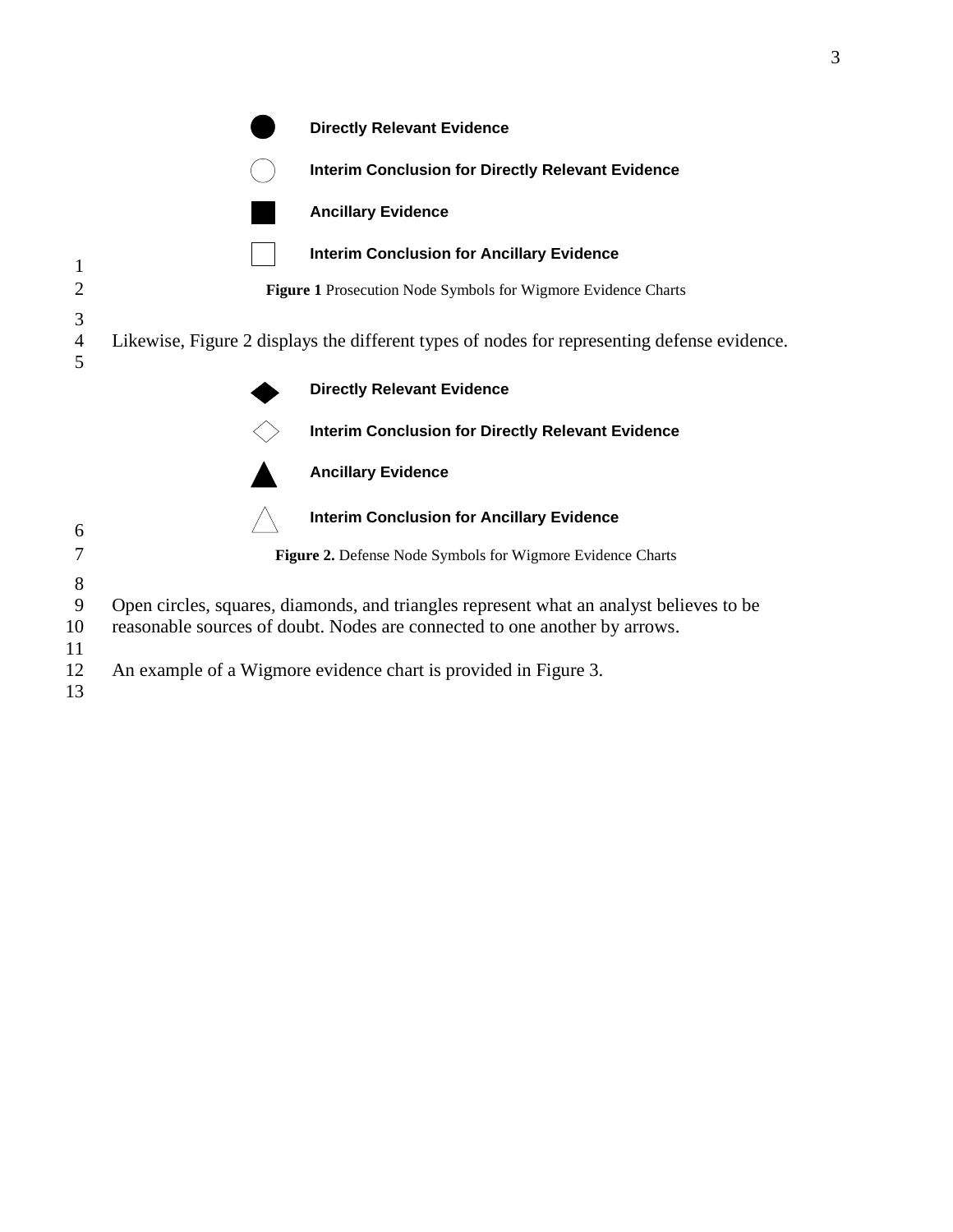Directly Relevant Evidence

Interim Conclusion for Directly Relevant Evidence

Ancillary Evidence

Interim Conclusion for Ancillary Evidence

**Figure 1** Prosecution Node Symbols for Wigmore Evidence Charts

Likewise, Figure 2 displays the different types of nodes for representing defense evidence.

Directly Relevant Evidence

Interim Conclusion for Directly Relevant Evidence

Ancillary Evidence

Interim Conclusion for Ancillary Evidence

**Figure 2.** Defense Node Symbols for Wigmore Evidence Charts

Open circles, squares, diamonds, and triangles represent what an analyst believes to be reasonable sources of doubt. Nodes are connected to one another by arrows.

An example of a Wigmore evidence chart is provided in Figure 3.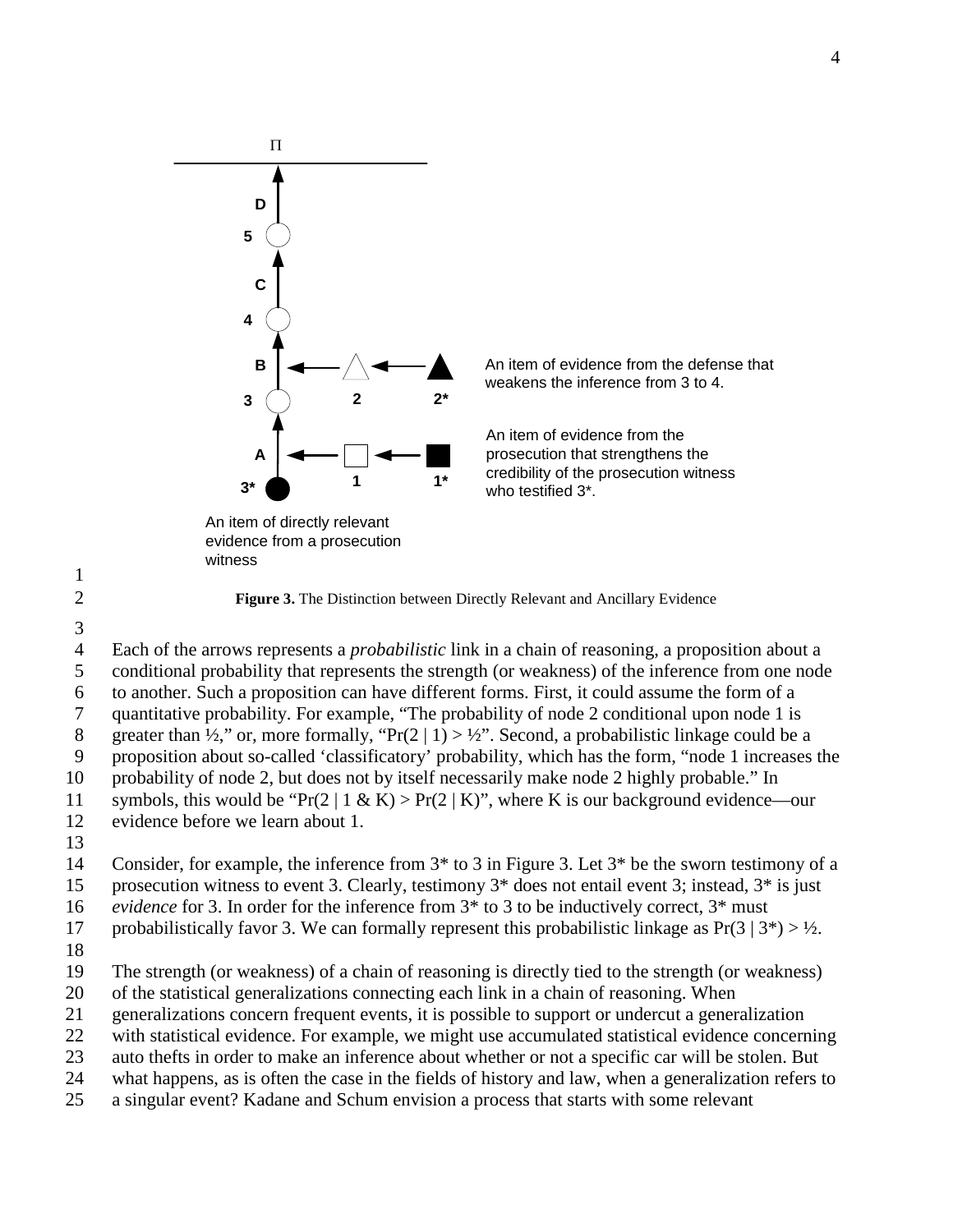Π

D

5

C

4

B 2 2*

An item of evidence from the defense that weakens the inference from 3 to 4.

3

A 1 1*

An item of evidence from the prosecution that strengthens the credibility of the prosecution witness who testified 3*.

3*

An item of directly relevant evidence from a prosecution witness

**Figure 3.** The Distinction between Directly Relevant and Ancillary Evidence

Each of the arrows represents a *probabilistic* link in a chain of reasoning, a proposition about a conditional probability that represents the strength (or weakness) of the inference from one node to another. Such a proposition can have different forms. First, it could assume the form of a quantitative probability. For example, "The probability of node 2 conditional upon node 1 is greater than ½," or, more formally, "$\Pr(2 \mid 1) > ½$". Second, a probabilistic linkage could be a proposition about so-called 'classificatory' probability, which has the form, "node 1 increases the probability of node 2, but does not by itself necessarily make node 2 highly probable." In symbols, this would be "$\Pr(2 \mid 1 \,\&\, K) > \Pr(2 \mid K)$", where K is our background evidence—our evidence before we learn about 1.

Consider, for example, the inference from 3* to 3 in Figure 3. Let 3* be the sworn testimony of a prosecution witness to event 3. Clearly, testimony 3* does not entail event 3; instead, 3* is just *evidence* for 3. In order for the inference from 3* to 3 to be inductively correct, 3* must probabilistically favor 3. We can formally represent this probabilistic linkage as $\Pr(3 \mid 3^*) > ½$.

The strength (or weakness) of a chain of reasoning is directly tied to the strength (or weakness) of the statistical generalizations connecting each link in a chain of reasoning. When generalizations concern frequent events, it is possible to support or undercut a generalization with statistical evidence. For example, we might use accumulated statistical evidence concerning auto thefts in order to make an inference about whether or not a specific car will be stolen. But what happens, as is often the case in the fields of history and law, when a generalization refers to a singular event? Kadane and Schum envision a process that starts with some relevant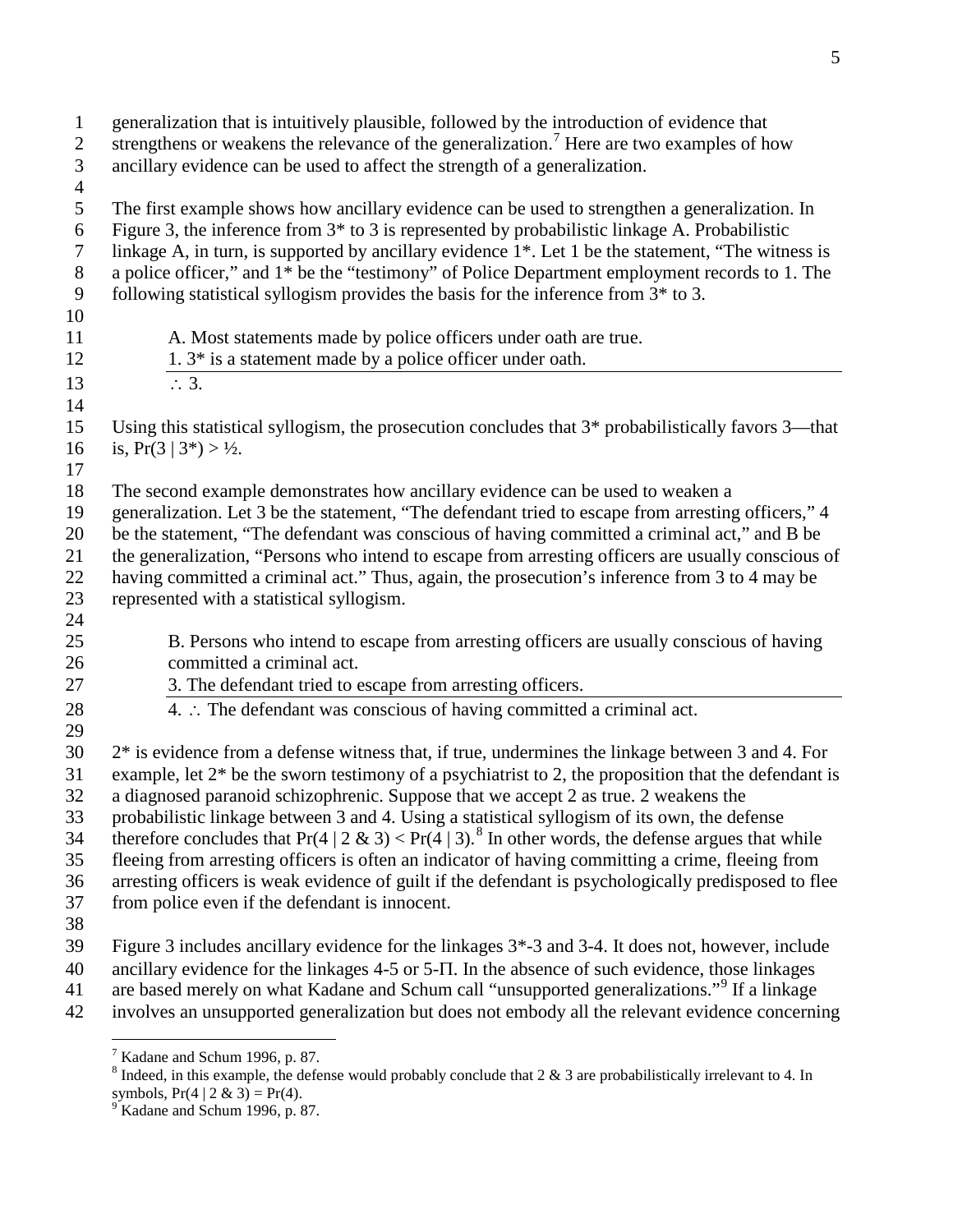generalization that is intuitively plausible, followed by the introduction of evidence that strengthens or weakens the relevance of the generalization.[7] Here are two examples of how ancillary evidence can be used to affect the strength of a generalization.

The first example shows how ancillary evidence can be used to strengthen a generalization. In Figure 3, the inference from 3* to 3 is represented by probabilistic linkage A. Probabilistic linkage A, in turn, is supported by ancillary evidence 1*. Let 1 be the statement, "The witness is a police officer," and 1* be the "testimony" of Police Department employment records to 1. The following statistical syllogism provides the basis for the inference from 3* to 3.

> A. Most statements made by police officers under oath are true.
> 1. 3* is a statement made by a police officer under oath.
> ___
> $\therefore$ 3.

Using this statistical syllogism, the prosecution concludes that 3* probabilistically favors 3—that is, $\Pr(3 \mid 3^*) > \frac{1}{2}$.

The second example demonstrates how ancillary evidence can be used to weaken a generalization. Let 3 be the statement, "The defendant tried to escape from arresting officers," 4 be the statement, "The defendant was conscious of having committed a criminal act," and B be the generalization, "Persons who intend to escape from arresting officers are usually conscious of having committed a criminal act." Thus, again, the prosecution's inference from 3 to 4 may be represented with a statistical syllogism.

> B. Persons who intend to escape from arresting officers are usually conscious of having committed a criminal act.
> 3. The defendant tried to escape from arresting officers.
> ___
> 4. $\therefore$ The defendant was conscious of having committed a criminal act.

2* is evidence from a defense witness that, if true, undermines the linkage between 3 and 4. For example, let 2* be the sworn testimony of a psychiatrist to 2, the proposition that the defendant is a diagnosed paranoid schizophrenic. Suppose that we accept 2 as true. 2 weakens the probabilistic linkage between 3 and 4. Using a statistical syllogism of its own, the defense therefore concludes that $\Pr(4 \mid 2 \,\&\, 3) < \Pr(4 \mid 3)$.[8] In other words, the defense argues that while fleeing from arresting officers is often an indicator of having committing a crime, fleeing from arresting officers is weak evidence of guilt if the defendant is psychologically predisposed to flee from police even if the defendant is innocent.

Figure 3 includes ancillary evidence for the linkages 3*-3 and 3-4. It does not, however, include ancillary evidence for the linkages 4-5 or 5-Π. In the absence of such evidence, those linkages are based merely on what Kadane and Schum call "unsupported generalizations."[9] If a linkage involves an unsupported generalization but does not embody all the relevant evidence concerning

---

[7] Kadane and Schum 1996, p. 87.

[8] Indeed, in this example, the defense would probably conclude that 2 & 3 are probabilistically irrelevant to 4. In symbols, $\Pr(4 \mid 2 \,\&\, 3) = \Pr(4)$.

[9] Kadane and Schum 1996, p. 87.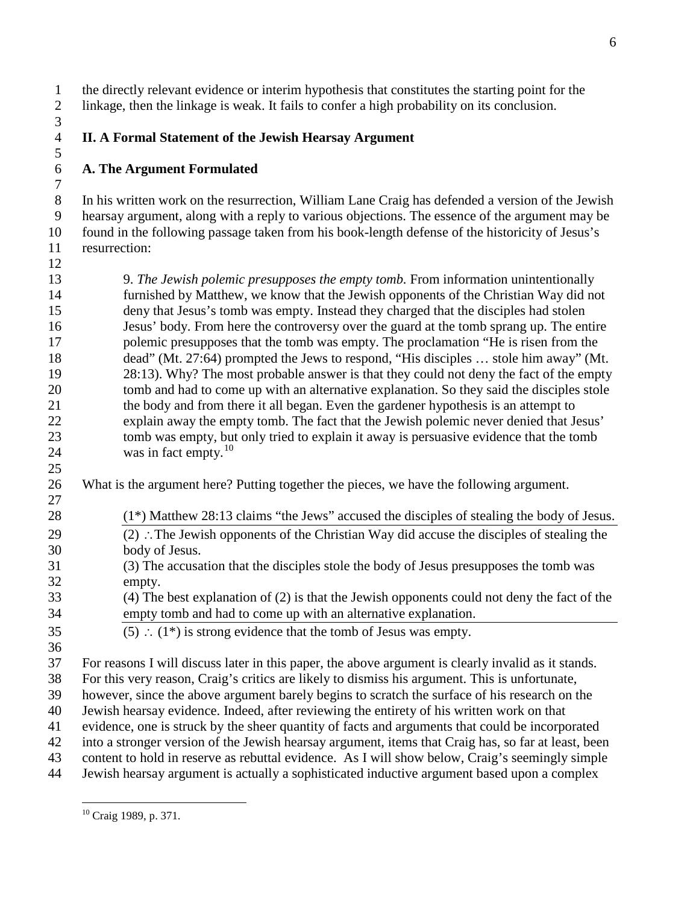the directly relevant evidence or interim hypothesis that constitutes the starting point for the linkage, then the linkage is weak. It fails to confer a high probability on its conclusion.

## II. A Formal Statement of the Jewish Hearsay Argument

### A. The Argument Formulated

In his written work on the resurrection, William Lane Craig has defended a version of the Jewish hearsay argument, along with a reply to various objections. The essence of the argument may be found in the following passage taken from his book-length defense of the historicity of Jesus's resurrection:

> 9. *The Jewish polemic presupposes the empty tomb.* From information unintentionally furnished by Matthew, we know that the Jewish opponents of the Christian Way did not deny that Jesus's tomb was empty. Instead they charged that the disciples had stolen Jesus' body. From here the controversy over the guard at the tomb sprang up. The entire polemic presupposes that the tomb was empty. The proclamation "He is risen from the dead" (Mt. 27:64) prompted the Jews to respond, "His disciples … stole him away" (Mt. 28:13). Why? The most probable answer is that they could not deny the fact of the empty tomb and had to come up with an alternative explanation. So they said the disciples stole the body and from there it all began. Even the gardener hypothesis is an attempt to explain away the empty tomb. The fact that the Jewish polemic never denied that Jesus' tomb was empty, but only tried to explain it away is persuasive evidence that the tomb was in fact empty.[10]

What is the argument here? Putting together the pieces, we have the following argument.

> (1*) Matthew 28:13 claims "the Jews" accused the disciples of stealing the body of Jesus.
>
> ---
>
> (2) ∴ The Jewish opponents of the Christian Way did accuse the disciples of stealing the body of Jesus.
>
> (3) The accusation that the disciples stole the body of Jesus presupposes the tomb was empty.
>
> (4) The best explanation of (2) is that the Jewish opponents could not deny the fact of the empty tomb and had to come up with an alternative explanation.
>
> ---
>
> (5) ∴ (1*) is strong evidence that the tomb of Jesus was empty.

For reasons I will discuss later in this paper, the above argument is clearly invalid as it stands. For this very reason, Craig's critics are likely to dismiss his argument. This is unfortunate, however, since the above argument barely begins to scratch the surface of his research on the Jewish hearsay evidence. Indeed, after reviewing the entirety of his written work on that evidence, one is struck by the sheer quantity of facts and arguments that could be incorporated into a stronger version of the Jewish hearsay argument, items that Craig has, so far at least, been content to hold in reserve as rebuttal evidence. As I will show below, Craig's seemingly simple Jewish hearsay argument is actually a sophisticated inductive argument based upon a complex

---

[10] Craig 1989, p. 371.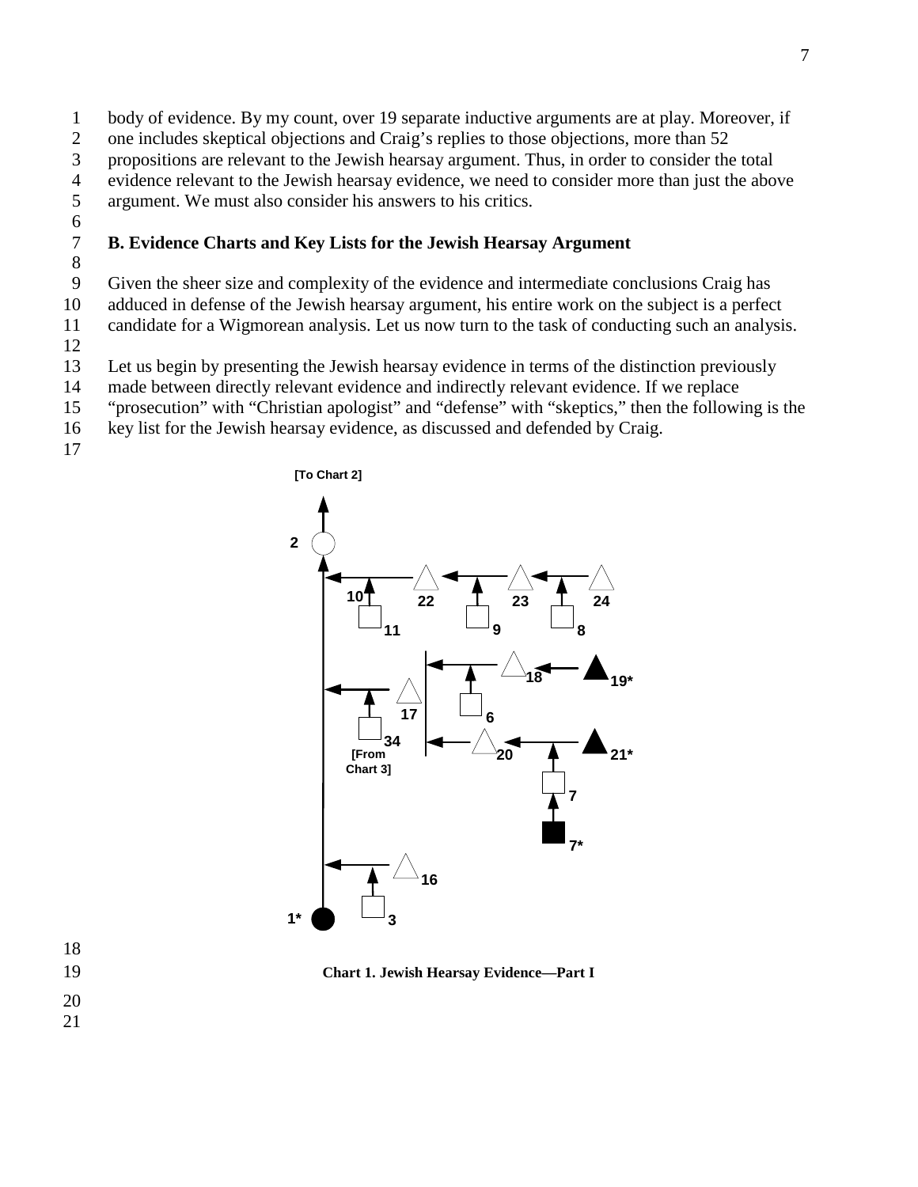body of evidence. By my count, over 19 separate inductive arguments are at play. Moreover, if one includes skeptical objections and Craig's replies to those objections, more than 52 propositions are relevant to the Jewish hearsay argument. Thus, in order to consider the total evidence relevant to the Jewish hearsay evidence, we need to consider more than just the above argument. We must also consider his answers to his critics.

### B. Evidence Charts and Key Lists for the Jewish Hearsay Argument

Given the sheer size and complexity of the evidence and intermediate conclusions Craig has adduced in defense of the Jewish hearsay argument, his entire work on the subject is a perfect candidate for a Wigmorean analysis. Let us now turn to the task of conducting such an analysis.

Let us begin by presenting the Jewish hearsay evidence in terms of the distinction previously made between directly relevant evidence and indirectly relevant evidence. If we replace "prosecution" with "Christian apologist" and "defense" with "skeptics," then the following is the key list for the Jewish hearsay evidence, as discussed and defended by Craig.

**Chart 1. Jewish Hearsay Evidence—Part I**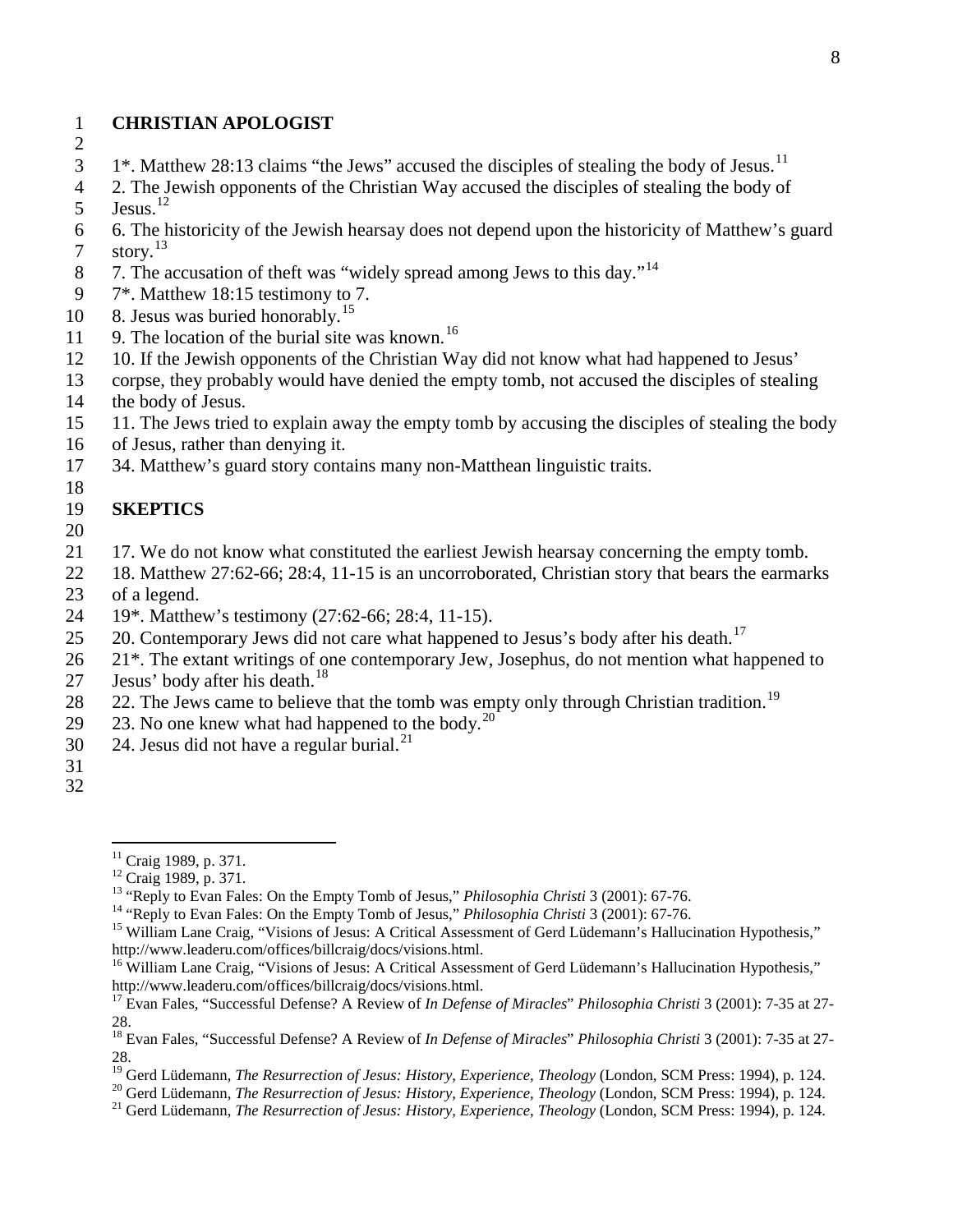**CHRISTIAN APOLOGIST**

1*. Matthew 28:13 claims "the Jews" accused the disciples of stealing the body of Jesus.[11]
2. The Jewish opponents of the Christian Way accused the disciples of stealing the body of Jesus.[12]
6. The historicity of the Jewish hearsay does not depend upon the historicity of Matthew's guard story.[13]
7. The accusation of theft was "widely spread among Jews to this day."[14]
7*. Matthew 18:15 testimony to 7.
8. Jesus was buried honorably.[15]
9. The location of the burial site was known.[16]
10. If the Jewish opponents of the Christian Way did not know what had happened to Jesus' corpse, they probably would have denied the empty tomb, not accused the disciples of stealing the body of Jesus.
11. The Jews tried to explain away the empty tomb by accusing the disciples of stealing the body of Jesus, rather than denying it.
34. Matthew's guard story contains many non-Matthean linguistic traits.

**SKEPTICS**

17. We do not know what constituted the earliest Jewish hearsay concerning the empty tomb.
18. Matthew 27:62-66; 28:4, 11-15 is an uncorroborated, Christian story that bears the earmarks of a legend.
19*. Matthew's testimony (27:62-66; 28:4, 11-15).
20. Contemporary Jews did not care what happened to Jesus's body after his death.[17]
21*. The extant writings of one contemporary Jew, Josephus, do not mention what happened to Jesus' body after his death.[18]
22. The Jews came to believe that the tomb was empty only through Christian tradition.[19]
23. No one knew what had happened to the body.[20]
24. Jesus did not have a regular burial.[21]

---

[11] Craig 1989, p. 371.
[12] Craig 1989, p. 371.
[13] "Reply to Evan Fales: On the Empty Tomb of Jesus," *Philosophia Christi* 3 (2001): 67-76.
[14] "Reply to Evan Fales: On the Empty Tomb of Jesus," *Philosophia Christi* 3 (2001): 67-76.
[15] William Lane Craig, "Visions of Jesus: A Critical Assessment of Gerd Lüdemann's Hallucination Hypothesis," http://www.leaderu.com/offices/billcraig/docs/visions.html.
[16] William Lane Craig, "Visions of Jesus: A Critical Assessment of Gerd Lüdemann's Hallucination Hypothesis," http://www.leaderu.com/offices/billcraig/docs/visions.html.
[17] Evan Fales, "Successful Defense? A Review of *In Defense of Miracles*" *Philosophia Christi* 3 (2001): 7-35 at 27-28.
[18] Evan Fales, "Successful Defense? A Review of *In Defense of Miracles*" *Philosophia Christi* 3 (2001): 7-35 at 27-28.
[19] Gerd Lüdemann, *The Resurrection of Jesus: History, Experience, Theology* (London, SCM Press: 1994), p. 124.
[20] Gerd Lüdemann, *The Resurrection of Jesus: History, Experience, Theology* (London, SCM Press: 1994), p. 124.
[21] Gerd Lüdemann, *The Resurrection of Jesus: History, Experience, Theology* (London, SCM Press: 1994), p. 124.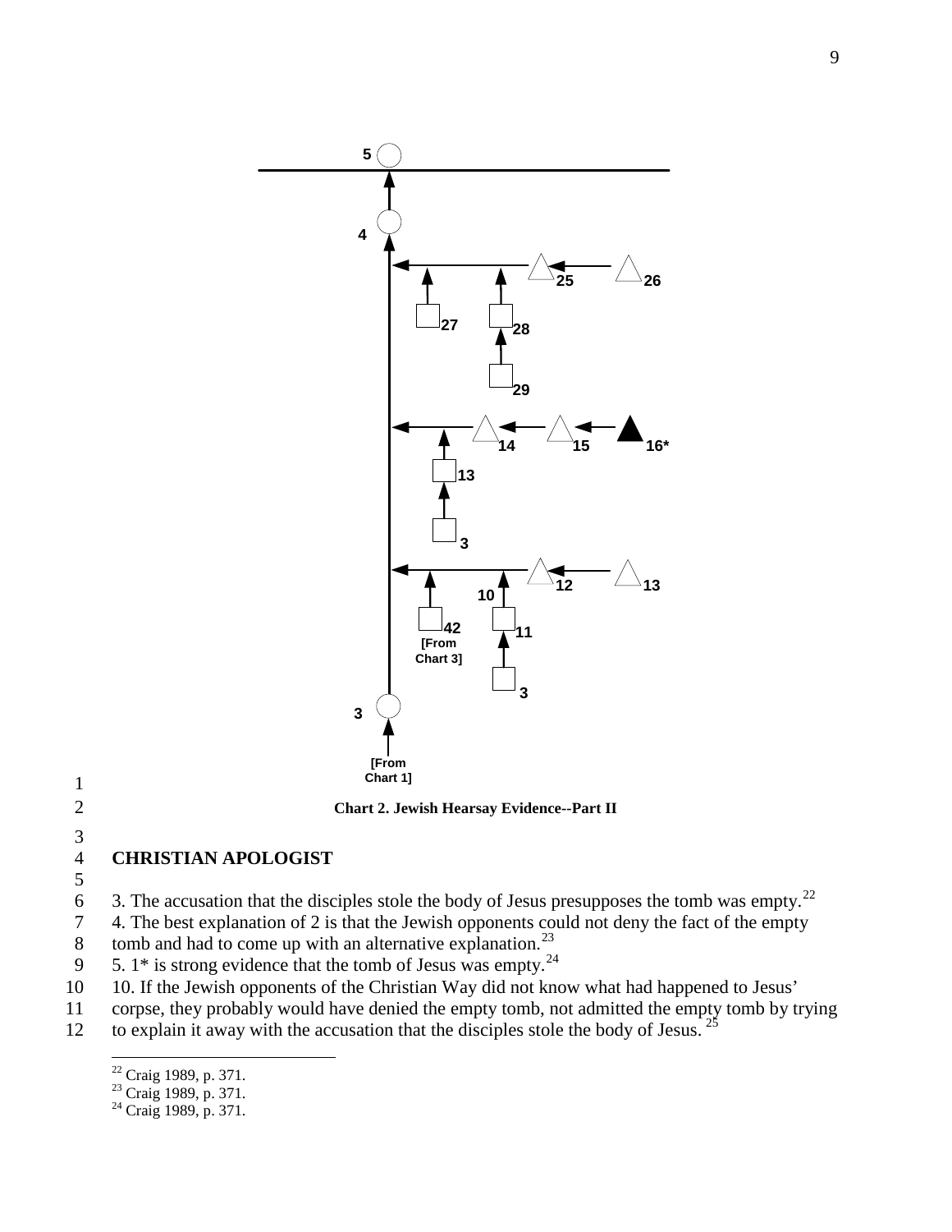[From Chart 1]

Chart 2. Jewish Hearsay Evidence--Part II

## CHRISTIAN APOLOGIST

3. The accusation that the disciples stole the body of Jesus presupposes the tomb was empty.[22]
4. The best explanation of 2 is that the Jewish opponents could not deny the fact of the empty tomb and had to come up with an alternative explanation.[23]
5. 1* is strong evidence that the tomb of Jesus was empty.[24]
10. If the Jewish opponents of the Christian Way did not know what had happened to Jesus' corpse, they probably would have denied the empty tomb, not admitted the empty tomb by trying to explain it away with the accusation that the disciples stole the body of Jesus.[25]

[22] Craig 1989, p. 371.
[23] Craig 1989, p. 371.
[24] Craig 1989, p. 371.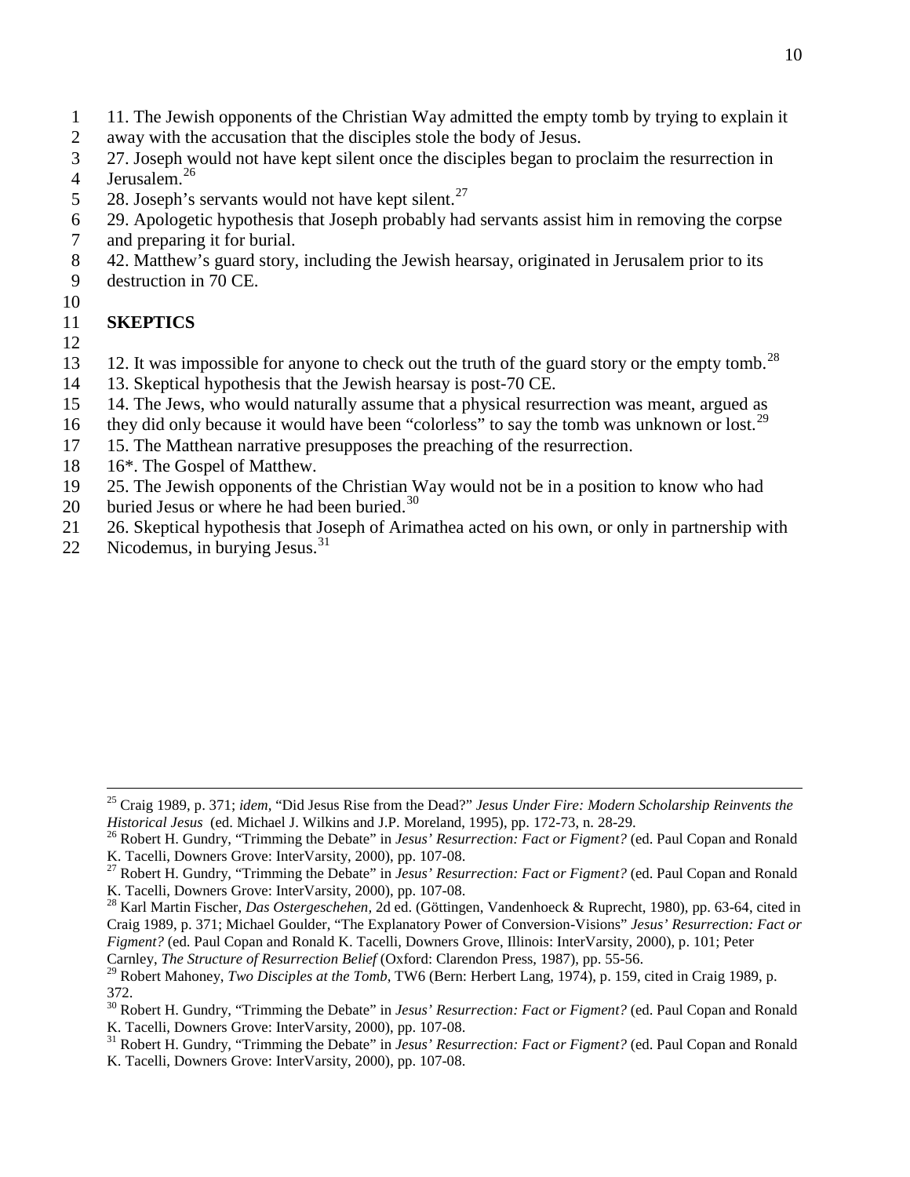11. The Jewish opponents of the Christian Way admitted the empty tomb by trying to explain it away with the accusation that the disciples stole the body of Jesus.
27. Joseph would not have kept silent once the disciples began to proclaim the resurrection in Jerusalem.[26]
28. Joseph's servants would not have kept silent.[27]
29. Apologetic hypothesis that Joseph probably had servants assist him in removing the corpse and preparing it for burial.
42. Matthew's guard story, including the Jewish hearsay, originated in Jerusalem prior to its destruction in 70 CE.

**SKEPTICS**

12. It was impossible for anyone to check out the truth of the guard story or the empty tomb.[28]
13. Skeptical hypothesis that the Jewish hearsay is post-70 CE.
14. The Jews, who would naturally assume that a physical resurrection was meant, argued as they did only because it would have been "colorless" to say the tomb was unknown or lost.[29]
15. The Matthean narrative presupposes the preaching of the resurrection.
16*. The Gospel of Matthew.
25. The Jewish opponents of the Christian Way would not be in a position to know who had buried Jesus or where he had been buried.[30]
26. Skeptical hypothesis that Joseph of Arimathea acted on his own, or only in partnership with Nicodemus, in burying Jesus.[31]

---

[25] Craig 1989, p. 371; *idem*, "Did Jesus Rise from the Dead?" *Jesus Under Fire: Modern Scholarship Reinvents the Historical Jesus* (ed. Michael J. Wilkins and J.P. Moreland, 1995), pp. 172-73, n. 28-29.

[26] Robert H. Gundry, "Trimming the Debate" in *Jesus' Resurrection: Fact or Figment?* (ed. Paul Copan and Ronald K. Tacelli, Downers Grove: InterVarsity, 2000), pp. 107-08.

[27] Robert H. Gundry, "Trimming the Debate" in *Jesus' Resurrection: Fact or Figment?* (ed. Paul Copan and Ronald K. Tacelli, Downers Grove: InterVarsity, 2000), pp. 107-08.

[28] Karl Martin Fischer, *Das Ostergeschehen*, 2d ed. (Göttingen, Vandenhoeck & Ruprecht, 1980), pp. 63-64, cited in Craig 1989, p. 371; Michael Goulder, "The Explanatory Power of Conversion-Visions" *Jesus' Resurrection: Fact or Figment?* (ed. Paul Copan and Ronald K. Tacelli, Downers Grove, Illinois: InterVarsity, 2000), p. 101; Peter Carnley, *The Structure of Resurrection Belief* (Oxford: Clarendon Press, 1987), pp. 55-56.

[29] Robert Mahoney, *Two Disciples at the Tomb*, TW6 (Bern: Herbert Lang, 1974), p. 159, cited in Craig 1989, p. 372.

[30] Robert H. Gundry, "Trimming the Debate" in *Jesus' Resurrection: Fact or Figment?* (ed. Paul Copan and Ronald K. Tacelli, Downers Grove: InterVarsity, 2000), pp. 107-08.

[31] Robert H. Gundry, "Trimming the Debate" in *Jesus' Resurrection: Fact or Figment?* (ed. Paul Copan and Ronald K. Tacelli, Downers Grove: InterVarsity, 2000), pp. 107-08.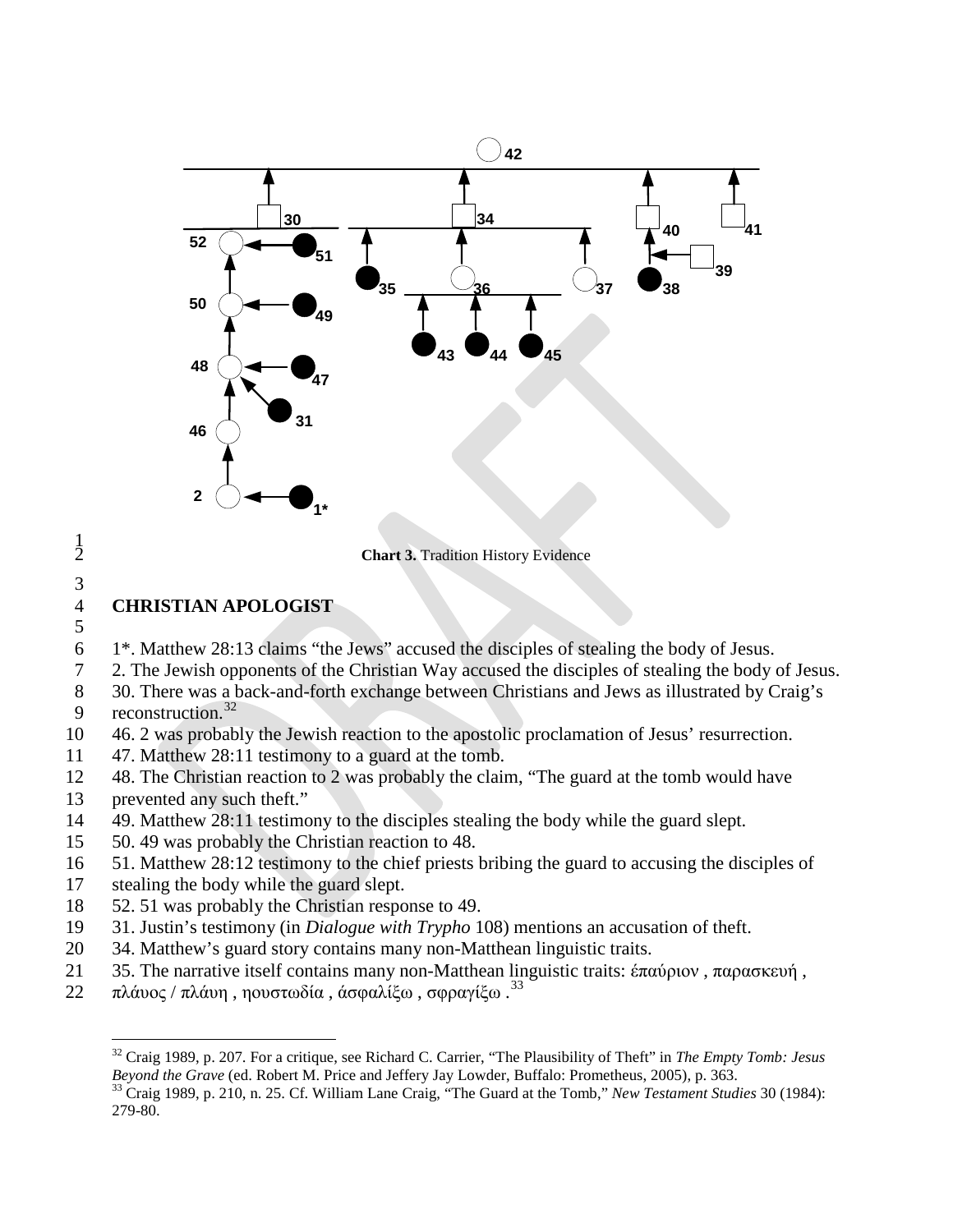**Chart 3.** Tradition History Evidence

## CHRISTIAN APOLOGIST

1*. Matthew 28:13 claims "the Jews" accused the disciples of stealing the body of Jesus.
2. The Jewish opponents of the Christian Way accused the disciples of stealing the body of Jesus.
30. There was a back-and-forth exchange between Christians and Jews as illustrated by Craig's reconstruction.[32]
46. 2 was probably the Jewish reaction to the apostolic proclamation of Jesus' resurrection.
47. Matthew 28:11 testimony to a guard at the tomb.
48. The Christian reaction to 2 was probably the claim, "The guard at the tomb would have prevented any such theft."
49. Matthew 28:11 testimony to the disciples stealing the body while the guard slept.
50. 49 was probably the Christian reaction to 48.
51. Matthew 28:12 testimony to the chief priests bribing the guard to accusing the disciples of stealing the body while the guard slept.
52. 51 was probably the Christian response to 49.
31. Justin's testimony (in *Dialogue with Trypho* 108) mentions an accusation of theft.
34. Matthew's guard story contains many non-Matthean linguistic traits.
35. The narrative itself contains many non-Matthean linguistic traits: ἐπαύριον , παρασκευή , πλάνος / πλάνη , ηουστωδία , ἀσφαλίξω , σφραγίξω .[33]

---

[32] Craig 1989, p. 207. For a critique, see Richard C. Carrier, "The Plausibility of Theft" in *The Empty Tomb: Jesus Beyond the Grave* (ed. Robert M. Price and Jeffery Jay Lowder, Buffalo: Prometheus, 2005), p. 363.

[33] Craig 1989, p. 210, n. 25. Cf. William Lane Craig, "The Guard at the Tomb," *New Testament Studies* 30 (1984): 279-80.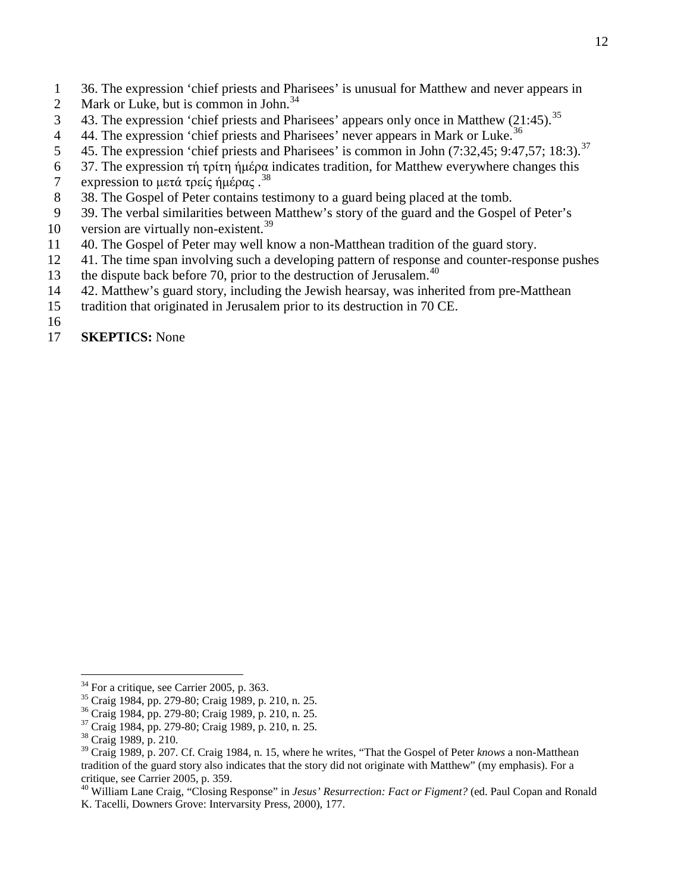36. The expression ‘chief priests and Pharisees’ is unusual for Matthew and never appears in Mark or Luke, but is common in John.[34]

43. The expression ‘chief priests and Pharisees’ appears only once in Matthew (21:45).[35]

44. The expression ‘chief priests and Pharisees’ never appears in Mark or Luke.[36]

45. The expression ‘chief priests and Pharisees’ is common in John (7:32,45; 9:47,57; 18:3).[37]

37. The expression τή τρίτη ήμέρα indicates tradition, for Matthew everywhere changes this expression to μετά τρείς ήμέρας .[38]

38. The Gospel of Peter contains testimony to a guard being placed at the tomb.

39. The verbal similarities between Matthew’s story of the guard and the Gospel of Peter’s version are virtually non-existent.[39]

40. The Gospel of Peter may well know a non-Matthean tradition of the guard story.

41. The time span involving such a developing pattern of response and counter-response pushes the dispute back before 70, prior to the destruction of Jerusalem.[40]

42. Matthew’s guard story, including the Jewish hearsay, was inherited from pre-Matthean tradition that originated in Jerusalem prior to its destruction in 70 CE.

**SKEPTICS:** None

---

[34] For a critique, see Carrier 2005, p. 363.

[35] Craig 1984, pp. 279-80; Craig 1989, p. 210, n. 25.

[36] Craig 1984, pp. 279-80; Craig 1989, p. 210, n. 25.

[37] Craig 1984, pp. 279-80; Craig 1989, p. 210, n. 25.

[38] Craig 1989, p. 210.

[39] Craig 1989, p. 207. Cf. Craig 1984, n. 15, where he writes, “That the Gospel of Peter *knows* a non-Matthean tradition of the guard story also indicates that the story did not originate with Matthew” (my emphasis). For a critique, see Carrier 2005, p. 359.

[40] William Lane Craig, “Closing Response” in *Jesus’ Resurrection: Fact or Figment?* (ed. Paul Copan and Ronald K. Tacelli, Downers Grove: Intervarsity Press, 2000), 177.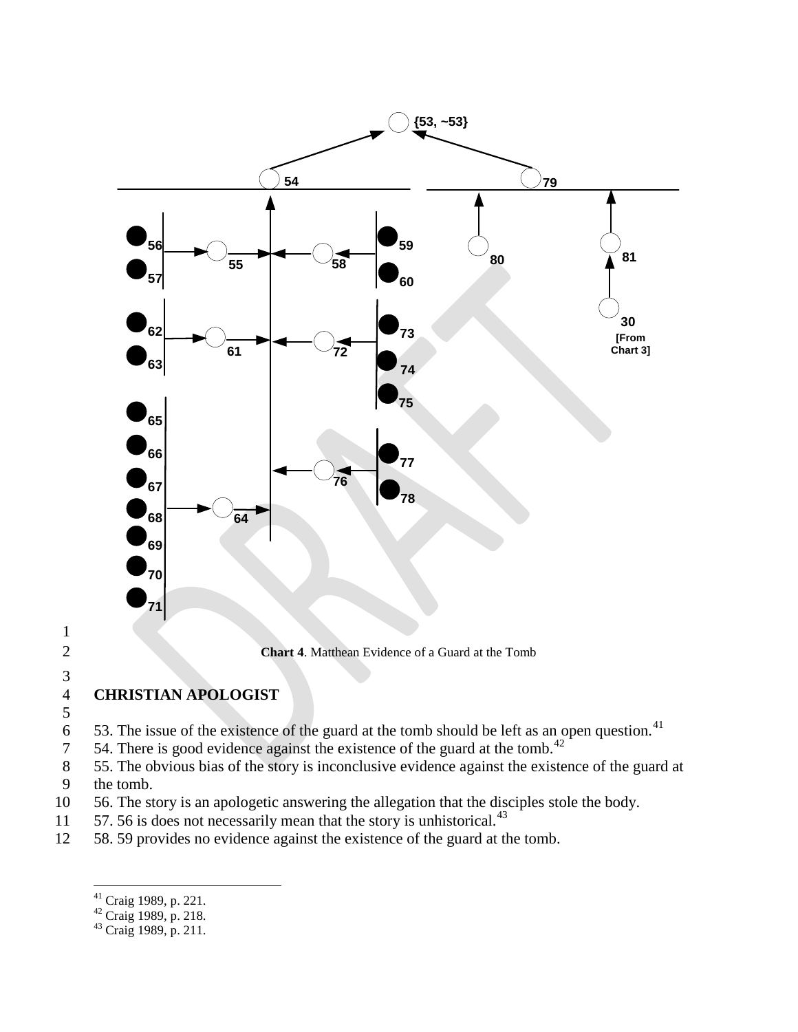**Chart 4**. Matthean Evidence of a Guard at the Tomb

**CHRISTIAN APOLOGIST**

53. The issue of the existence of the guard at the tomb should be left as an open question.[41]
54. There is good evidence against the existence of the guard at the tomb.[42]
55. The obvious bias of the story is inconclusive evidence against the existence of the guard at the tomb.
56. The story is an apologetic answering the allegation that the disciples stole the body.
57. 56 is does not necessarily mean that the story is unhistorical.[43]
58. 59 provides no evidence against the existence of the guard at the tomb.

[41] Craig 1989, p. 221.
[42] Craig 1989, p. 218.
[43] Craig 1989, p. 211.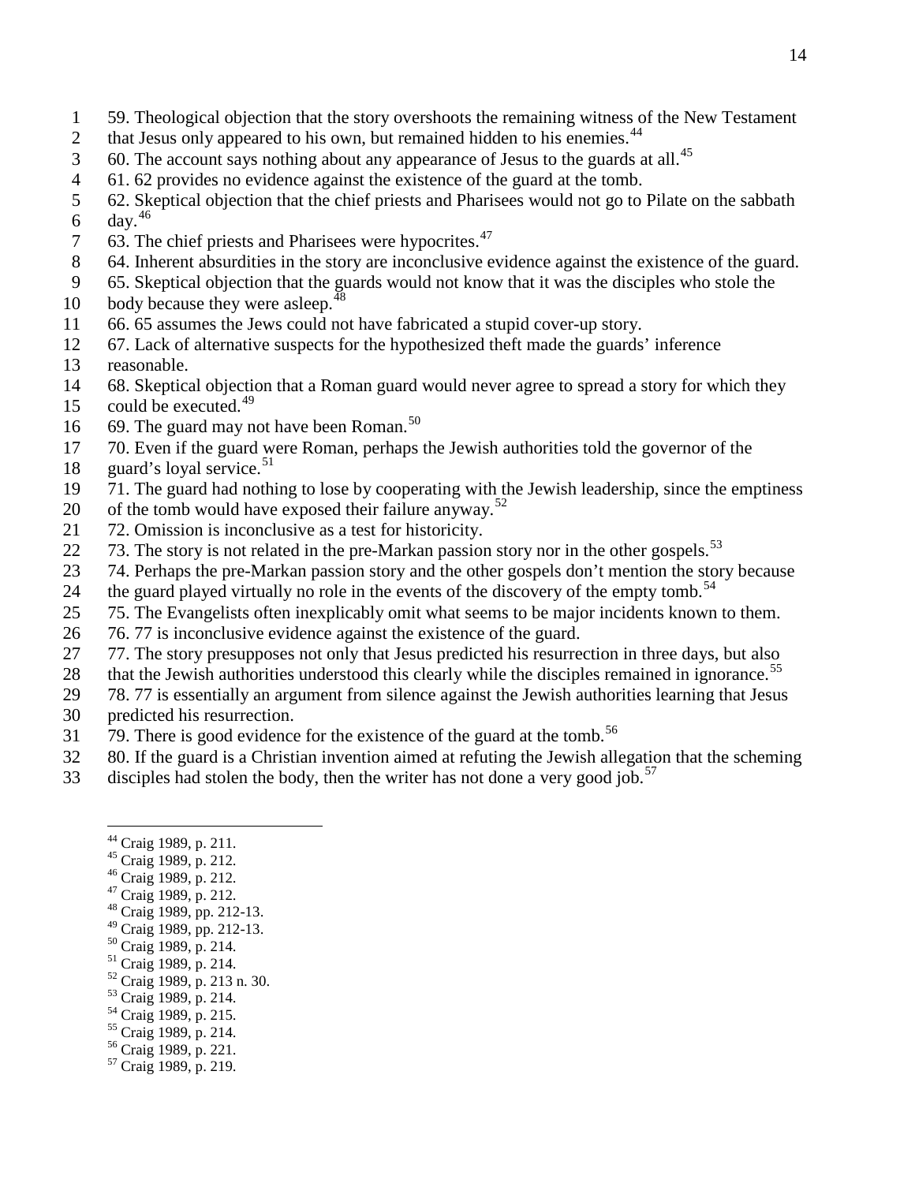59. Theological objection that the story overshoots the remaining witness of the New Testament that Jesus only appeared to his own, but remained hidden to his enemies.[44]
60. The account says nothing about any appearance of Jesus to the guards at all.[45]
61. 62 provides no evidence against the existence of the guard at the tomb.
62. Skeptical objection that the chief priests and Pharisees would not go to Pilate on the sabbath day.[46]
63. The chief priests and Pharisees were hypocrites.[47]
64. Inherent absurdities in the story are inconclusive evidence against the existence of the guard.
65. Skeptical objection that the guards would not know that it was the disciples who stole the body because they were asleep.[48]
66. 65 assumes the Jews could not have fabricated a stupid cover-up story.
67. Lack of alternative suspects for the hypothesized theft made the guards' inference reasonable.
68. Skeptical objection that a Roman guard would never agree to spread a story for which they could be executed.[49]
69. The guard may not have been Roman.[50]
70. Even if the guard were Roman, perhaps the Jewish authorities told the governor of the guard's loyal service.[51]
71. The guard had nothing to lose by cooperating with the Jewish leadership, since the emptiness of the tomb would have exposed their failure anyway.[52]
72. Omission is inconclusive as a test for historicity.
73. The story is not related in the pre-Markan passion story nor in the other gospels.[53]
74. Perhaps the pre-Markan passion story and the other gospels don't mention the story because the guard played virtually no role in the events of the discovery of the empty tomb.[54]
75. The Evangelists often inexplicably omit what seems to be major incidents known to them.
76. 77 is inconclusive evidence against the existence of the guard.
77. The story presupposes not only that Jesus predicted his resurrection in three days, but also that the Jewish authorities understood this clearly while the disciples remained in ignorance.[55]
78. 77 is essentially an argument from silence against the Jewish authorities learning that Jesus predicted his resurrection.
79. There is good evidence for the existence of the guard at the tomb.[56]
80. If the guard is a Christian invention aimed at refuting the Jewish allegation that the scheming disciples had stolen the body, then the writer has not done a very good job.[57]

---

[44] Craig 1989, p. 211.
[45] Craig 1989, p. 212.
[46] Craig 1989, p. 212.
[47] Craig 1989, p. 212.
[48] Craig 1989, pp. 212-13.
[49] Craig 1989, pp. 212-13.
[50] Craig 1989, p. 214.
[51] Craig 1989, p. 214.
[52] Craig 1989, p. 213 n. 30.
[53] Craig 1989, p. 214.
[54] Craig 1989, p. 215.
[55] Craig 1989, p. 214.
[56] Craig 1989, p. 221.
[57] Craig 1989, p. 219.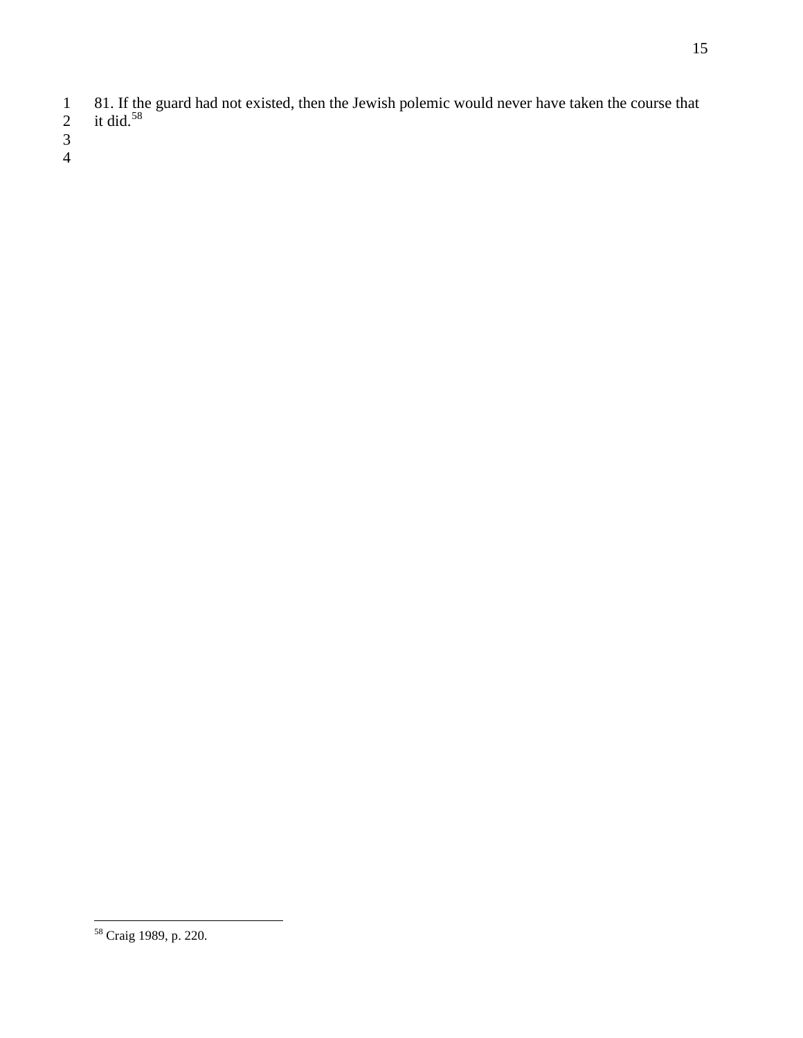81. If the guard had not existed, then the Jewish polemic would never have taken the course that it did.[58]

[58] Craig 1989, p. 220.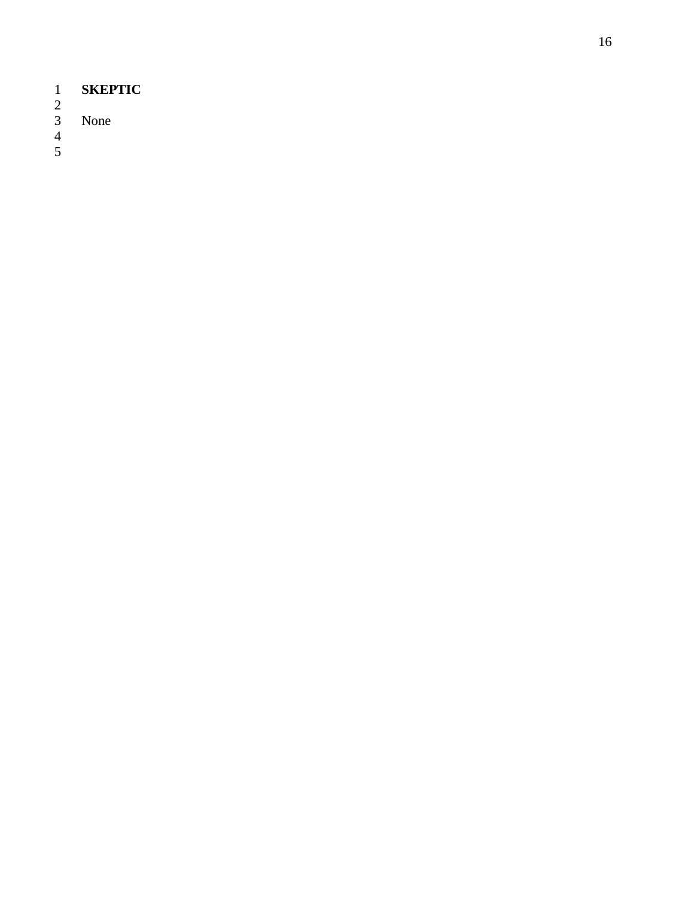**SKEPTIC**

None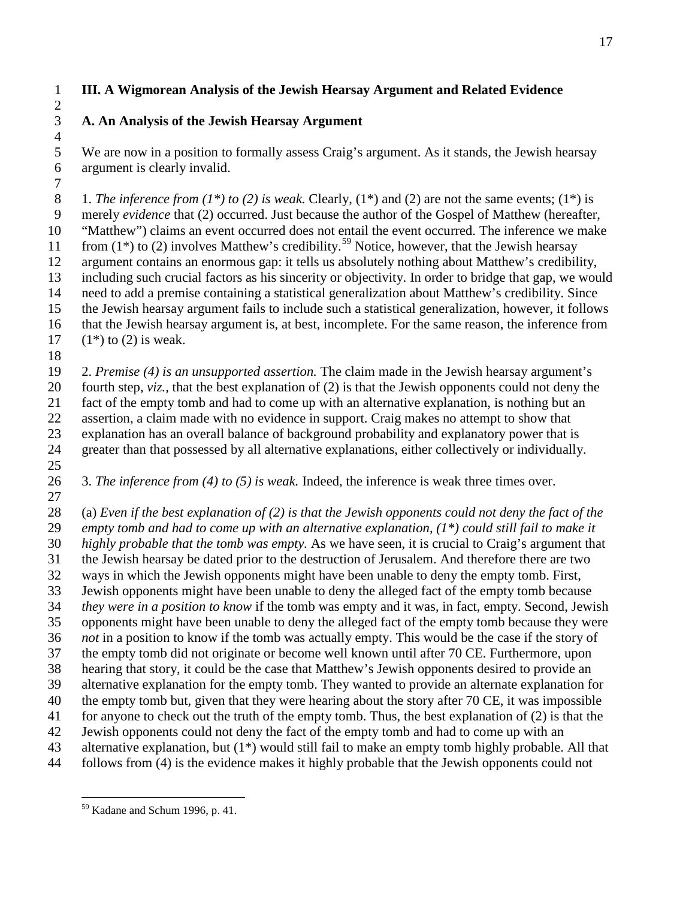## III. A Wigmorean Analysis of the Jewish Hearsay Argument and Related Evidence

### A. An Analysis of the Jewish Hearsay Argument

We are now in a position to formally assess Craig's argument. As it stands, the Jewish hearsay argument is clearly invalid.

1. *The inference from (1*) to (2) is weak.* Clearly, (1*) and (2) are not the same events; (1*) is merely *evidence* that (2) occurred. Just because the author of the Gospel of Matthew (hereafter, "Matthew") claims an event occurred does not entail the event occurred. The inference we make from (1*) to (2) involves Matthew's credibility.[59] Notice, however, that the Jewish hearsay argument contains an enormous gap: it tells us absolutely nothing about Matthew's credibility, including such crucial factors as his sincerity or objectivity. In order to bridge that gap, we would need to add a premise containing a statistical generalization about Matthew's credibility. Since the Jewish hearsay argument fails to include such a statistical generalization, however, it follows that the Jewish hearsay argument is, at best, incomplete. For the same reason, the inference from (1*) to (2) is weak.

2. *Premise (4) is an unsupported assertion.* The claim made in the Jewish hearsay argument's fourth step, *viz.*, that the best explanation of (2) is that the Jewish opponents could not deny the fact of the empty tomb and had to come up with an alternative explanation, is nothing but an assertion, a claim made with no evidence in support. Craig makes no attempt to show that explanation has an overall balance of background probability and explanatory power that is greater than that possessed by all alternative explanations, either collectively or individually.

3. *The inference from (4) to (5) is weak.* Indeed, the inference is weak three times over.

(a) *Even if the best explanation of (2) is that the Jewish opponents could not deny the fact of the empty tomb and had to come up with an alternative explanation, (1*) could still fail to make it highly probable that the tomb was empty.* As we have seen, it is crucial to Craig's argument that the Jewish hearsay be dated prior to the destruction of Jerusalem. And therefore there are two ways in which the Jewish opponents might have been unable to deny the empty tomb. First, Jewish opponents might have been unable to deny the alleged fact of the empty tomb because *they were in a position to know* if the tomb was empty and it was, in fact, empty. Second, Jewish opponents might have been unable to deny the alleged fact of the empty tomb because they were *not* in a position to know if the tomb was actually empty. This would be the case if the story of the empty tomb did not originate or become well known until after 70 CE. Furthermore, upon hearing that story, it could be the case that Matthew's Jewish opponents desired to provide an alternative explanation for the empty tomb. They wanted to provide an alternate explanation for the empty tomb but, given that they were hearing about the story after 70 CE, it was impossible for anyone to check out the truth of the empty tomb. Thus, the best explanation of (2) is that the Jewish opponents could not deny the fact of the empty tomb and had to come up with an alternative explanation, but (1*) would still fail to make an empty tomb highly probable. All that follows from (4) is the evidence makes it highly probable that the Jewish opponents could not

[59] Kadane and Schum 1996, p. 41.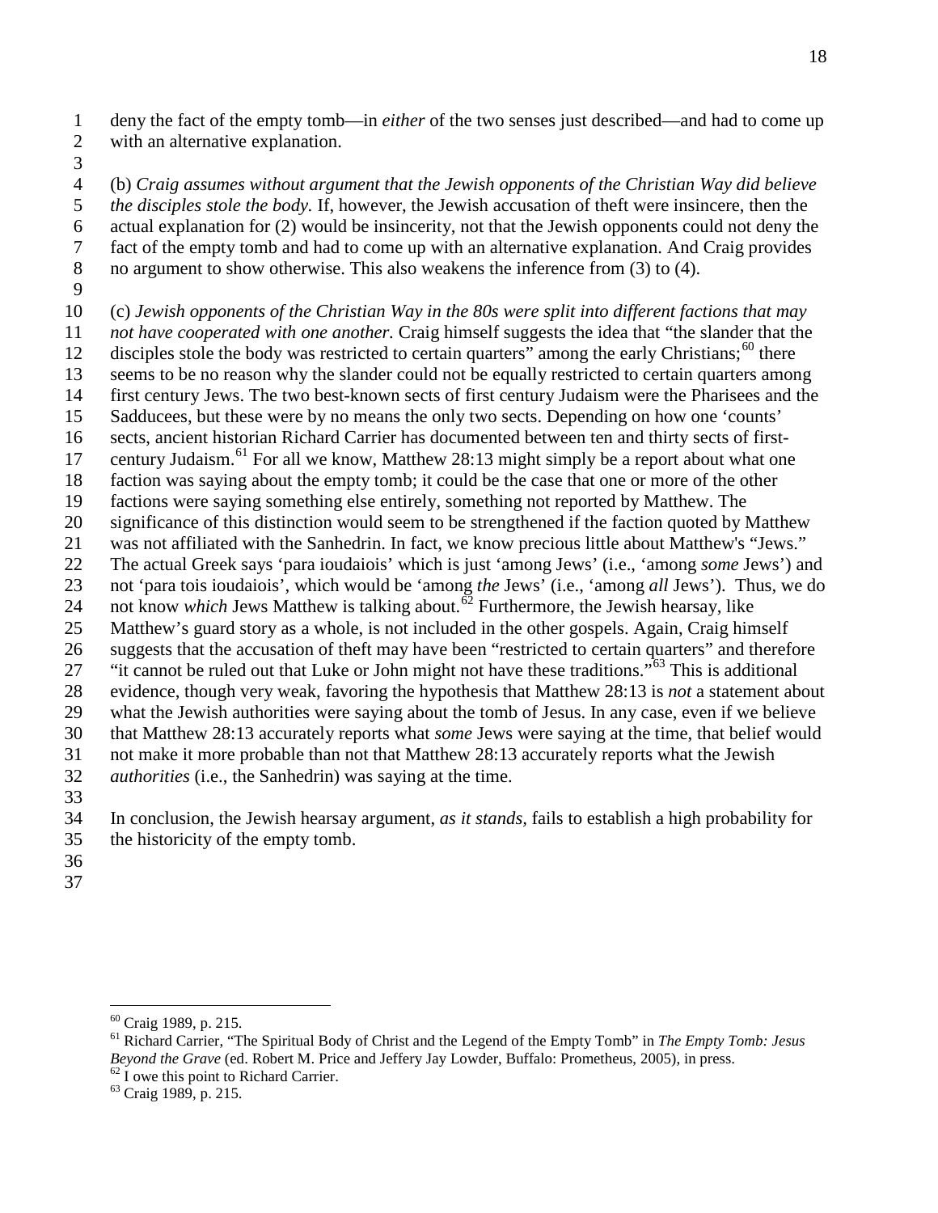deny the fact of the empty tomb—in *either* of the two senses just described—and had to come up with an alternative explanation.

(b) *Craig assumes without argument that the Jewish opponents of the Christian Way did believe the disciples stole the body.* If, however, the Jewish accusation of theft were insincere, then the actual explanation for (2) would be insincerity, not that the Jewish opponents could not deny the fact of the empty tomb and had to come up with an alternative explanation. And Craig provides no argument to show otherwise. This also weakens the inference from (3) to (4).

(c) *Jewish opponents of the Christian Way in the 80s were split into different factions that may not have cooperated with one another.* Craig himself suggests the idea that "the slander that the disciples stole the body was restricted to certain quarters" among the early Christians;[60] there seems to be no reason why the slander could not be equally restricted to certain quarters among first century Jews. The two best-known sects of first century Judaism were the Pharisees and the Sadducees, but these were by no means the only two sects. Depending on how one 'counts' sects, ancient historian Richard Carrier has documented between ten and thirty sects of first-century Judaism.[61] For all we know, Matthew 28:13 might simply be a report about what one faction was saying about the empty tomb; it could be the case that one or more of the other factions were saying something else entirely, something not reported by Matthew. The significance of this distinction would seem to be strengthened if the faction quoted by Matthew was not affiliated with the Sanhedrin. In fact, we know precious little about Matthew's "Jews." The actual Greek says 'para ioudaiois' which is just 'among Jews' (i.e., 'among *some* Jews') and not 'para tois ioudaiois', which would be 'among *the* Jews' (i.e., 'among *all* Jews'). Thus, we do not know *which* Jews Matthew is talking about.[62] Furthermore, the Jewish hearsay, like Matthew's guard story as a whole, is not included in the other gospels. Again, Craig himself suggests that the accusation of theft may have been "restricted to certain quarters" and therefore "it cannot be ruled out that Luke or John might not have these traditions."[63] This is additional evidence, though very weak, favoring the hypothesis that Matthew 28:13 is *not* a statement about what the Jewish authorities were saying about the tomb of Jesus. In any case, even if we believe that Matthew 28:13 accurately reports what *some* Jews were saying at the time, that belief would not make it more probable than not that Matthew 28:13 accurately reports what the Jewish *authorities* (i.e., the Sanhedrin) was saying at the time.

In conclusion, the Jewish hearsay argument, *as it stands*, fails to establish a high probability for the historicity of the empty tomb.

---

[60] Craig 1989, p. 215.

[61] Richard Carrier, "The Spiritual Body of Christ and the Legend of the Empty Tomb" in *The Empty Tomb: Jesus Beyond the Grave* (ed. Robert M. Price and Jeffery Jay Lowder, Buffalo: Prometheus, 2005), in press.

[62] I owe this point to Richard Carrier.

[63] Craig 1989, p. 215.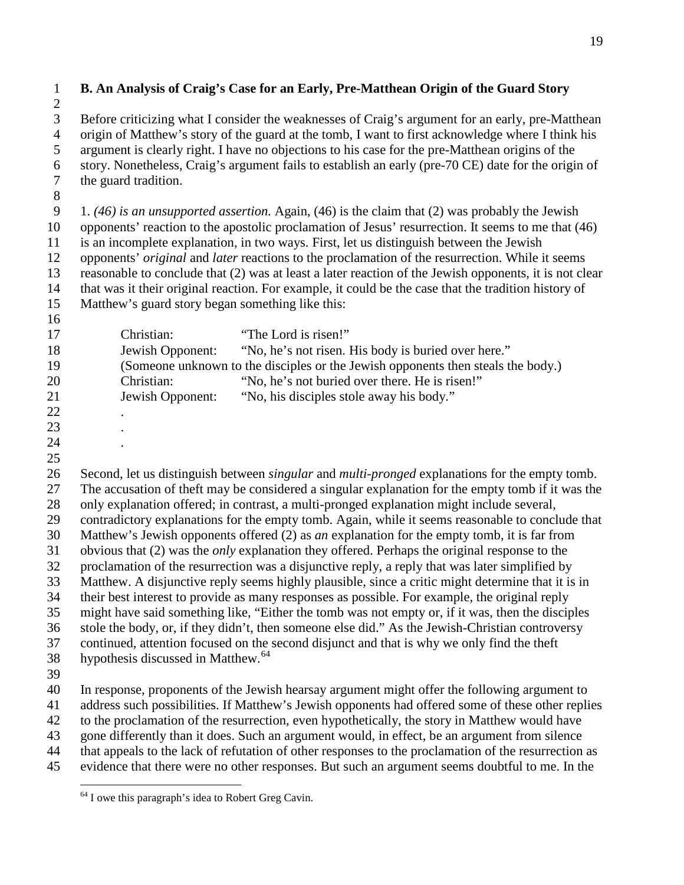### B. An Analysis of Craig's Case for an Early, Pre-Matthean Origin of the Guard Story

Before criticizing what I consider the weaknesses of Craig's argument for an early, pre-Matthean origin of Matthew's story of the guard at the tomb, I want to first acknowledge where I think his argument is clearly right. I have no objections to his case for the pre-Matthean origins of the story. Nonetheless, Craig's argument fails to establish an early (pre-70 CE) date for the origin of the guard tradition.

1. *(46) is an unsupported assertion.* Again, (46) is the claim that (2) was probably the Jewish opponents' reaction to the apostolic proclamation of Jesus' resurrection. It seems to me that (46) is an incomplete explanation, in two ways. First, let us distinguish between the Jewish opponents' *original* and *later* reactions to the proclamation of the resurrection. While it seems reasonable to conclude that (2) was at least a later reaction of the Jewish opponents, it is not clear that was it their original reaction. For example, it could be the case that the tradition history of Matthew's guard story began something like this:

> Christian: "The Lord is risen!"
> Jewish Opponent: "No, he's not risen. His body is buried over here."
> (Someone unknown to the disciples or the Jewish opponents then steals the body.)
> Christian: "No, he's not buried over there. He is risen!"
> Jewish Opponent: "No, his disciples stole away his body."
> .
> .
> .

Second, let us distinguish between *singular* and *multi-pronged* explanations for the empty tomb. The accusation of theft may be considered a singular explanation for the empty tomb if it was the only explanation offered; in contrast, a multi-pronged explanation might include several, contradictory explanations for the empty tomb. Again, while it seems reasonable to conclude that Matthew's Jewish opponents offered (2) as *an* explanation for the empty tomb, it is far from obvious that (2) was the *only* explanation they offered. Perhaps the original response to the proclamation of the resurrection was a disjunctive reply, a reply that was later simplified by Matthew. A disjunctive reply seems highly plausible, since a critic might determine that it is in their best interest to provide as many responses as possible. For example, the original reply might have said something like, "Either the tomb was not empty or, if it was, then the disciples stole the body, or, if they didn't, then someone else did." As the Jewish-Christian controversy continued, attention focused on the second disjunct and that is why we only find the theft hypothesis discussed in Matthew.[64]

In response, proponents of the Jewish hearsay argument might offer the following argument to address such possibilities. If Matthew's Jewish opponents had offered some of these other replies to the proclamation of the resurrection, even hypothetically, the story in Matthew would have gone differently than it does. Such an argument would, in effect, be an argument from silence that appeals to the lack of refutation of other responses to the proclamation of the resurrection as evidence that there were no other responses. But such an argument seems doubtful to me. In the

---

[64] I owe this paragraph's idea to Robert Greg Cavin.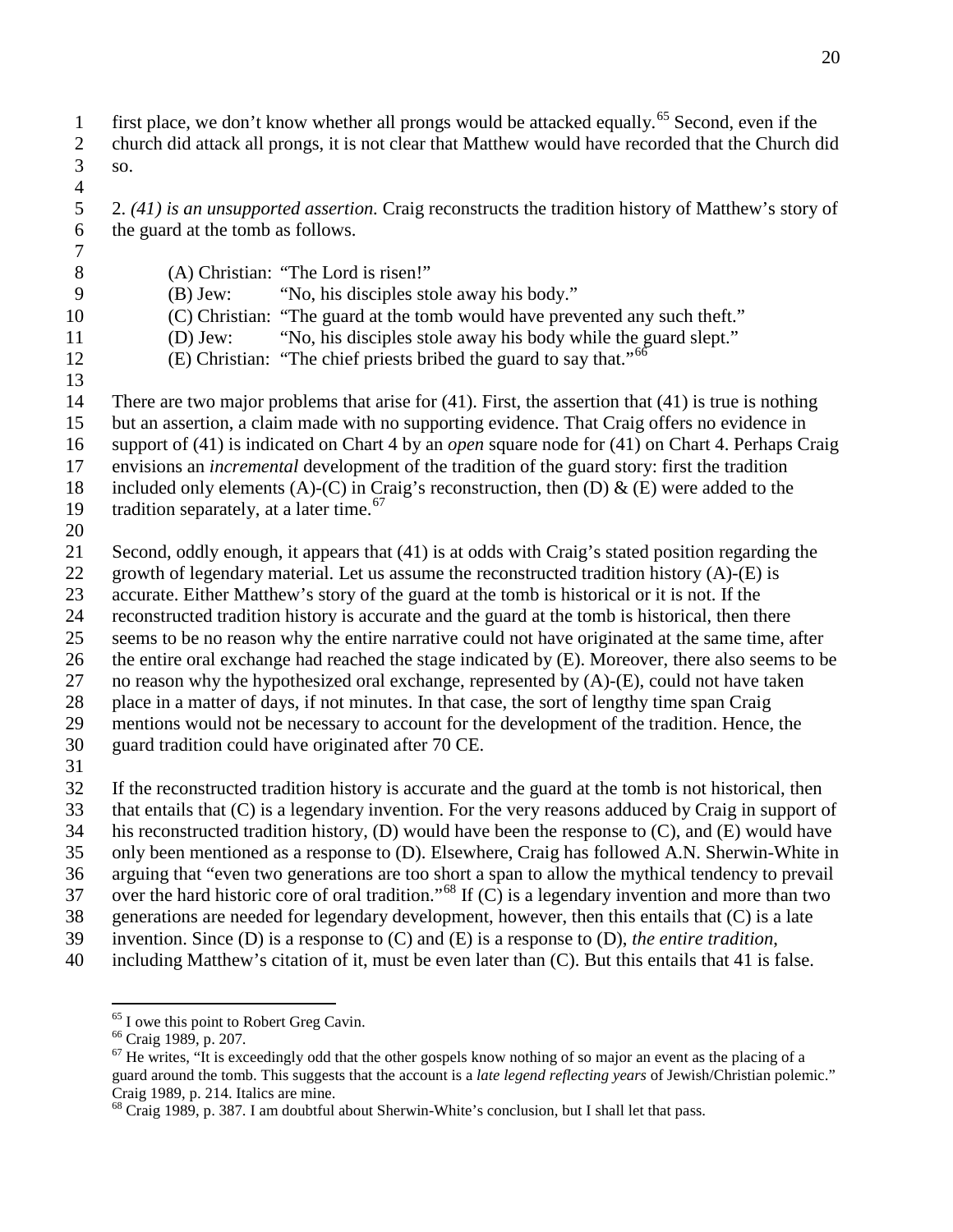first place, we don't know whether all prongs would be attacked equally.[65] Second, even if the church did attack all prongs, it is not clear that Matthew would have recorded that the Church did so.

2. *(41) is an unsupported assertion.* Craig reconstructs the tradition history of Matthew's story of the guard at the tomb as follows.

> (A) Christian: "The Lord is risen!"
> (B) Jew: "No, his disciples stole away his body."
> (C) Christian: "The guard at the tomb would have prevented any such theft."
> (D) Jew: "No, his disciples stole away his body while the guard slept."
> (E) Christian: "The chief priests bribed the guard to say that."[66]

There are two major problems that arise for (41). First, the assertion that (41) is true is nothing but an assertion, a claim made with no supporting evidence. That Craig offers no evidence in support of (41) is indicated on Chart 4 by an *open* square node for (41) on Chart 4. Perhaps Craig envisions an *incremental* development of the tradition of the guard story: first the tradition included only elements (A)-(C) in Craig's reconstruction, then (D) & (E) were added to the tradition separately, at a later time.[67]

Second, oddly enough, it appears that (41) is at odds with Craig's stated position regarding the growth of legendary material. Let us assume the reconstructed tradition history (A)-(E) is accurate. Either Matthew's story of the guard at the tomb is historical or it is not. If the reconstructed tradition history is accurate and the guard at the tomb is historical, then there seems to be no reason why the entire narrative could not have originated at the same time, after the entire oral exchange had reached the stage indicated by (E). Moreover, there also seems to be no reason why the hypothesized oral exchange, represented by (A)-(E), could not have taken place in a matter of days, if not minutes. In that case, the sort of lengthy time span Craig mentions would not be necessary to account for the development of the tradition. Hence, the guard tradition could have originated after 70 CE.

If the reconstructed tradition history is accurate and the guard at the tomb is not historical, then that entails that (C) is a legendary invention. For the very reasons adduced by Craig in support of his reconstructed tradition history, (D) would have been the response to (C), and (E) would have only been mentioned as a response to (D). Elsewhere, Craig has followed A.N. Sherwin-White in arguing that "even two generations are too short a span to allow the mythical tendency to prevail over the hard historic core of oral tradition."[68] If (C) is a legendary invention and more than two generations are needed for legendary development, however, then this entails that (C) is a late invention. Since (D) is a response to (C) and (E) is a response to (D), *the entire tradition*, including Matthew's citation of it, must be even later than (C). But this entails that 41 is false.

---

[65] I owe this point to Robert Greg Cavin.

[66] Craig 1989, p. 207.

[67] He writes, "It is exceedingly odd that the other gospels know nothing of so major an event as the placing of a guard around the tomb. This suggests that the account is a *late legend reflecting years* of Jewish/Christian polemic." Craig 1989, p. 214. Italics are mine.

[68] Craig 1989, p. 387. I am doubtful about Sherwin-White's conclusion, but I shall let that pass.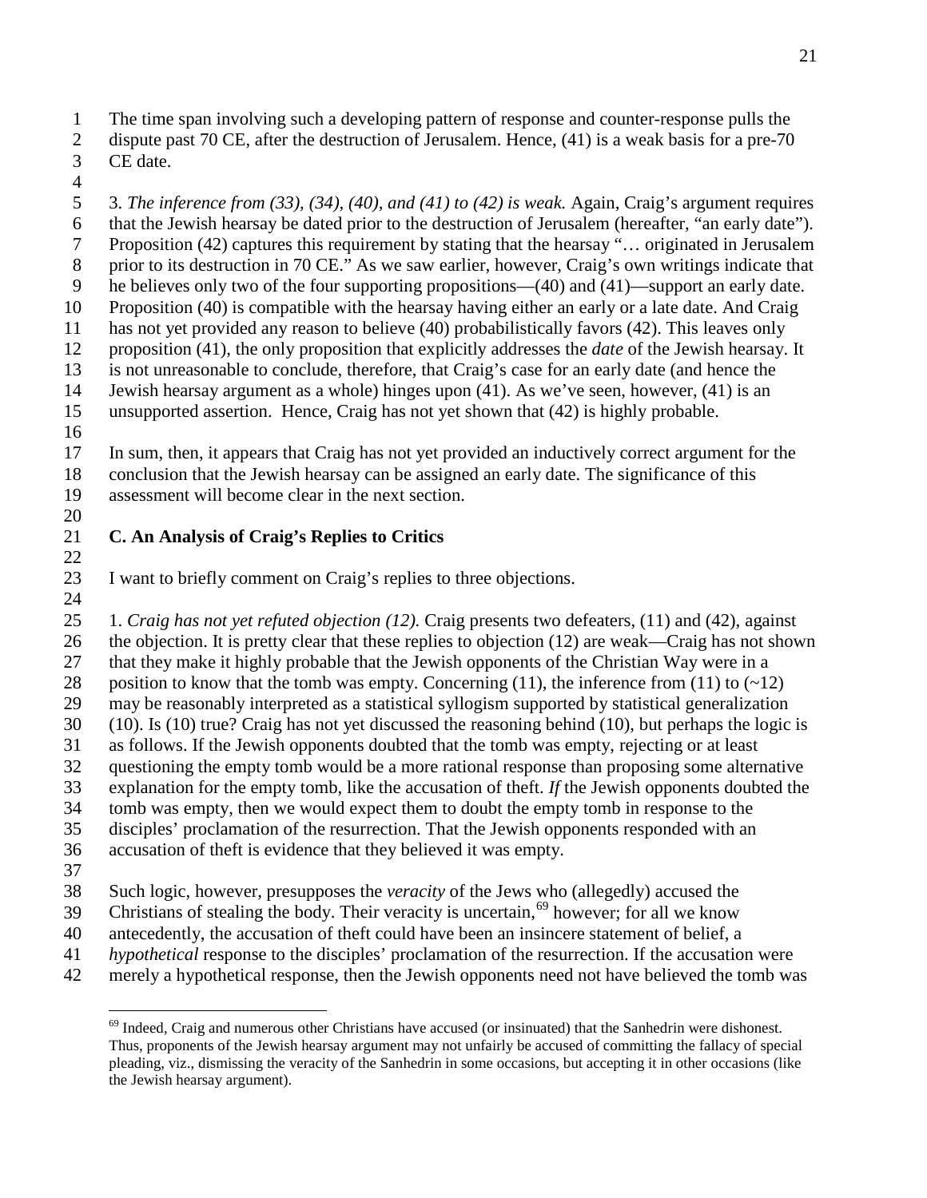The time span involving such a developing pattern of response and counter-response pulls the dispute past 70 CE, after the destruction of Jerusalem. Hence, (41) is a weak basis for a pre-70 CE date.

3. *The inference from (33), (34), (40), and (41) to (42) is weak.* Again, Craig's argument requires that the Jewish hearsay be dated prior to the destruction of Jerusalem (hereafter, "an early date"). Proposition (42) captures this requirement by stating that the hearsay "… originated in Jerusalem prior to its destruction in 70 CE." As we saw earlier, however, Craig's own writings indicate that he believes only two of the four supporting propositions—(40) and (41)—support an early date. Proposition (40) is compatible with the hearsay having either an early or a late date. And Craig has not yet provided any reason to believe (40) probabilistically favors (42). This leaves only proposition (41), the only proposition that explicitly addresses the *date* of the Jewish hearsay. It is not unreasonable to conclude, therefore, that Craig's case for an early date (and hence the Jewish hearsay argument as a whole) hinges upon (41). As we've seen, however, (41) is an unsupported assertion. Hence, Craig has not yet shown that (42) is highly probable.

In sum, then, it appears that Craig has not yet provided an inductively correct argument for the conclusion that the Jewish hearsay can be assigned an early date. The significance of this assessment will become clear in the next section.

### C. An Analysis of Craig's Replies to Critics

I want to briefly comment on Craig's replies to three objections.

1. *Craig has not yet refuted objection (12).* Craig presents two defeaters, (11) and (42), against the objection. It is pretty clear that these replies to objection (12) are weak—Craig has not shown that they make it highly probable that the Jewish opponents of the Christian Way were in a position to know that the tomb was empty. Concerning (11), the inference from (11) to (~12) may be reasonably interpreted as a statistical syllogism supported by statistical generalization (10). Is (10) true? Craig has not yet discussed the reasoning behind (10), but perhaps the logic is as follows. If the Jewish opponents doubted that the tomb was empty, rejecting or at least questioning the empty tomb would be a more rational response than proposing some alternative explanation for the empty tomb, like the accusation of theft. *If* the Jewish opponents doubted the tomb was empty, then we would expect them to doubt the empty tomb in response to the disciples' proclamation of the resurrection. That the Jewish opponents responded with an accusation of theft is evidence that they believed it was empty.

Such logic, however, presupposes the *veracity* of the Jews who (allegedly) accused the Christians of stealing the body. Their veracity is uncertain,[69] however; for all we know antecedently, the accusation of theft could have been an insincere statement of belief, a *hypothetical* response to the disciples' proclamation of the resurrection. If the accusation were merely a hypothetical response, then the Jewish opponents need not have believed the tomb was

[69] Indeed, Craig and numerous other Christians have accused (or insinuated) that the Sanhedrin were dishonest. Thus, proponents of the Jewish hearsay argument may not unfairly be accused of committing the fallacy of special pleading, viz., dismissing the veracity of the Sanhedrin in some occasions, but accepting it in other occasions (like the Jewish hearsay argument).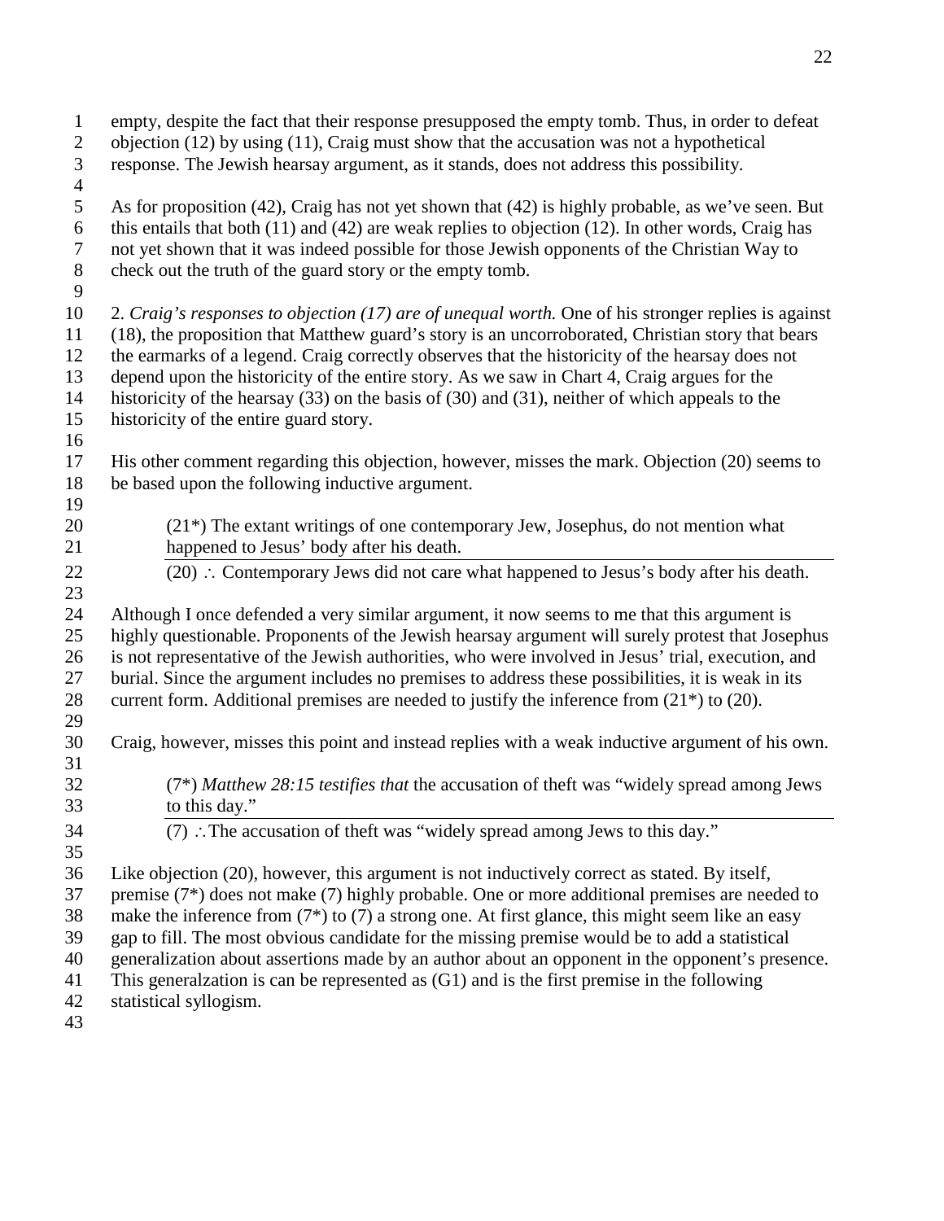empty, despite the fact that their response presupposed the empty tomb. Thus, in order to defeat objection (12) by using (11), Craig must show that the accusation was not a hypothetical response. The Jewish hearsay argument, as it stands, does not address this possibility.

As for proposition (42), Craig has not yet shown that (42) is highly probable, as we've seen. But this entails that both (11) and (42) are weak replies to objection (12). In other words, Craig has not yet shown that it was indeed possible for those Jewish opponents of the Christian Way to check out the truth of the guard story or the empty tomb.

2. *Craig's responses to objection (17) are of unequal worth.* One of his stronger replies is against (18), the proposition that Matthew guard's story is an uncorroborated, Christian story that bears the earmarks of a legend. Craig correctly observes that the historicity of the hearsay does not depend upon the historicity of the entire story. As we saw in Chart 4, Craig argues for the historicity of the hearsay (33) on the basis of (30) and (31), neither of which appeals to the historicity of the entire guard story.

His other comment regarding this objection, however, misses the mark. Objection (20) seems to be based upon the following inductive argument.

> (21*) The extant writings of one contemporary Jew, Josephus, do not mention what happened to Jesus' body after his death.
> 
> ---
> 
> (20) ∴ Contemporary Jews did not care what happened to Jesus's body after his death.

Although I once defended a very similar argument, it now seems to me that this argument is highly questionable. Proponents of the Jewish hearsay argument will surely protest that Josephus is not representative of the Jewish authorities, who were involved in Jesus' trial, execution, and burial. Since the argument includes no premises to address these possibilities, it is weak in its current form. Additional premises are needed to justify the inference from (21*) to (20).

Craig, however, misses this point and instead replies with a weak inductive argument of his own.

> (7*) *Matthew 28:15 testifies that* the accusation of theft was "widely spread among Jews to this day."
> 
> ---
> 
> (7) ∴ The accusation of theft was "widely spread among Jews to this day."

Like objection (20), however, this argument is not inductively correct as stated. By itself, premise (7*) does not make (7) highly probable. One or more additional premises are needed to make the inference from (7*) to (7) a strong one. At first glance, this might seem like an easy gap to fill. The most obvious candidate for the missing premise would be to add a statistical generalization about assertions made by an author about an opponent in the opponent's presence. This generalzation is can be represented as (G1) and is the first premise in the following statistical syllogism.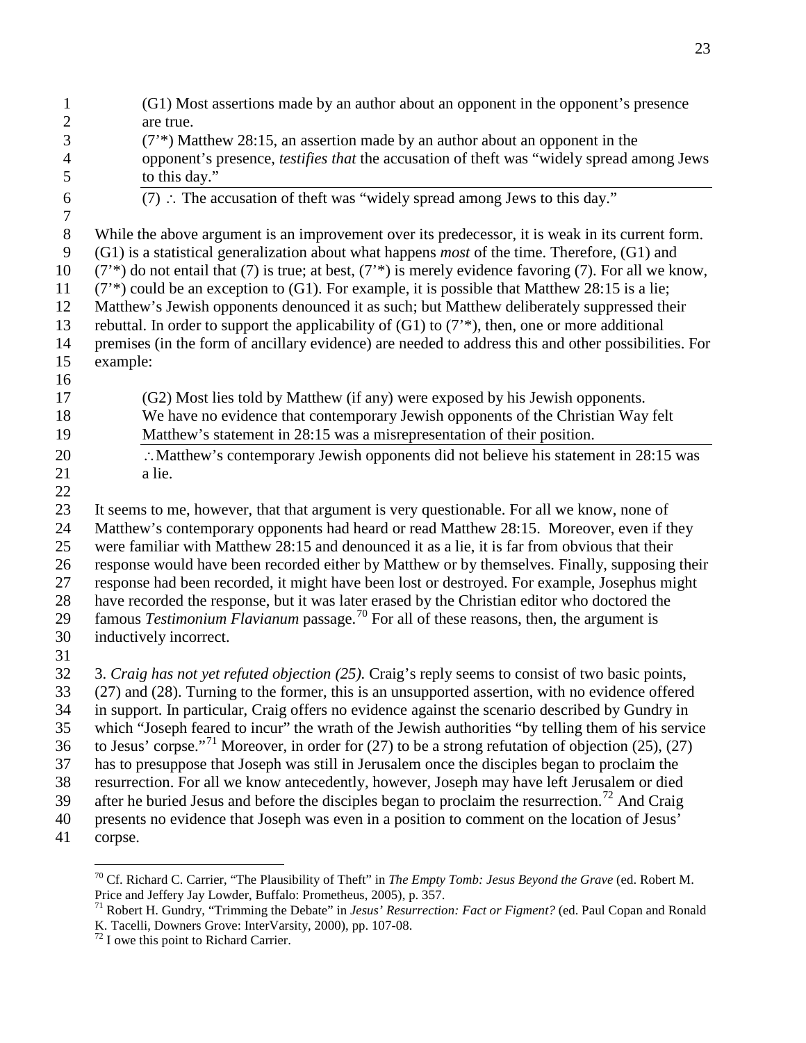(G1) Most assertions made by an author about an opponent in the opponent's presence are true.

(7'*) Matthew 28:15, an assertion made by an author about an opponent in the opponent's presence, *testifies that* the accusation of theft was "widely spread among Jews to this day."

---

(7) ∴ The accusation of theft was "widely spread among Jews to this day."

While the above argument is an improvement over its predecessor, it is weak in its current form. (G1) is a statistical generalization about what happens *most* of the time. Therefore, (G1) and (7'*) do not entail that (7) is true; at best, (7'*) is merely evidence favoring (7). For all we know, (7'*) could be an exception to (G1). For example, it is possible that Matthew 28:15 is a lie; Matthew's Jewish opponents denounced it as such; but Matthew deliberately suppressed their rebuttal. In order to support the applicability of (G1) to (7'*), then, one or more additional premises (in the form of ancillary evidence) are needed to address this and other possibilities. For example:

(G2) Most lies told by Matthew (if any) were exposed by his Jewish opponents.
We have no evidence that contemporary Jewish opponents of the Christian Way felt Matthew's statement in 28:15 was a misrepresentation of their position.

---

∴ Matthew's contemporary Jewish opponents did not believe his statement in 28:15 was a lie.

It seems to me, however, that that argument is very questionable. For all we know, none of Matthew's contemporary opponents had heard or read Matthew 28:15. Moreover, even if they were familiar with Matthew 28:15 and denounced it as a lie, it is far from obvious that their response would have been recorded either by Matthew or by themselves. Finally, supposing their response had been recorded, it might have been lost or destroyed. For example, Josephus might have recorded the response, but it was later erased by the Christian editor who doctored the famous *Testimonium Flavianum* passage.[70] For all of these reasons, then, the argument is inductively incorrect.

3. *Craig has not yet refuted objection (25).* Craig's reply seems to consist of two basic points, (27) and (28). Turning to the former, this is an unsupported assertion, with no evidence offered in support. In particular, Craig offers no evidence against the scenario described by Gundry in which "Joseph feared to incur" the wrath of the Jewish authorities "by telling them of his service to Jesus' corpse."[71] Moreover, in order for (27) to be a strong refutation of objection (25), (27) has to presuppose that Joseph was still in Jerusalem once the disciples began to proclaim the resurrection. For all we know antecedently, however, Joseph may have left Jerusalem or died after he buried Jesus and before the disciples began to proclaim the resurrection.[72] And Craig presents no evidence that Joseph was even in a position to comment on the location of Jesus' corpse.

---

[70] Cf. Richard C. Carrier, "The Plausibility of Theft" in *The Empty Tomb: Jesus Beyond the Grave* (ed. Robert M. Price and Jeffery Jay Lowder, Buffalo: Prometheus, 2005), p. 357.

[71] Robert H. Gundry, "Trimming the Debate" in *Jesus' Resurrection: Fact or Figment?* (ed. Paul Copan and Ronald K. Tacelli, Downers Grove: InterVarsity, 2000), pp. 107-08.

[72] I owe this point to Richard Carrier.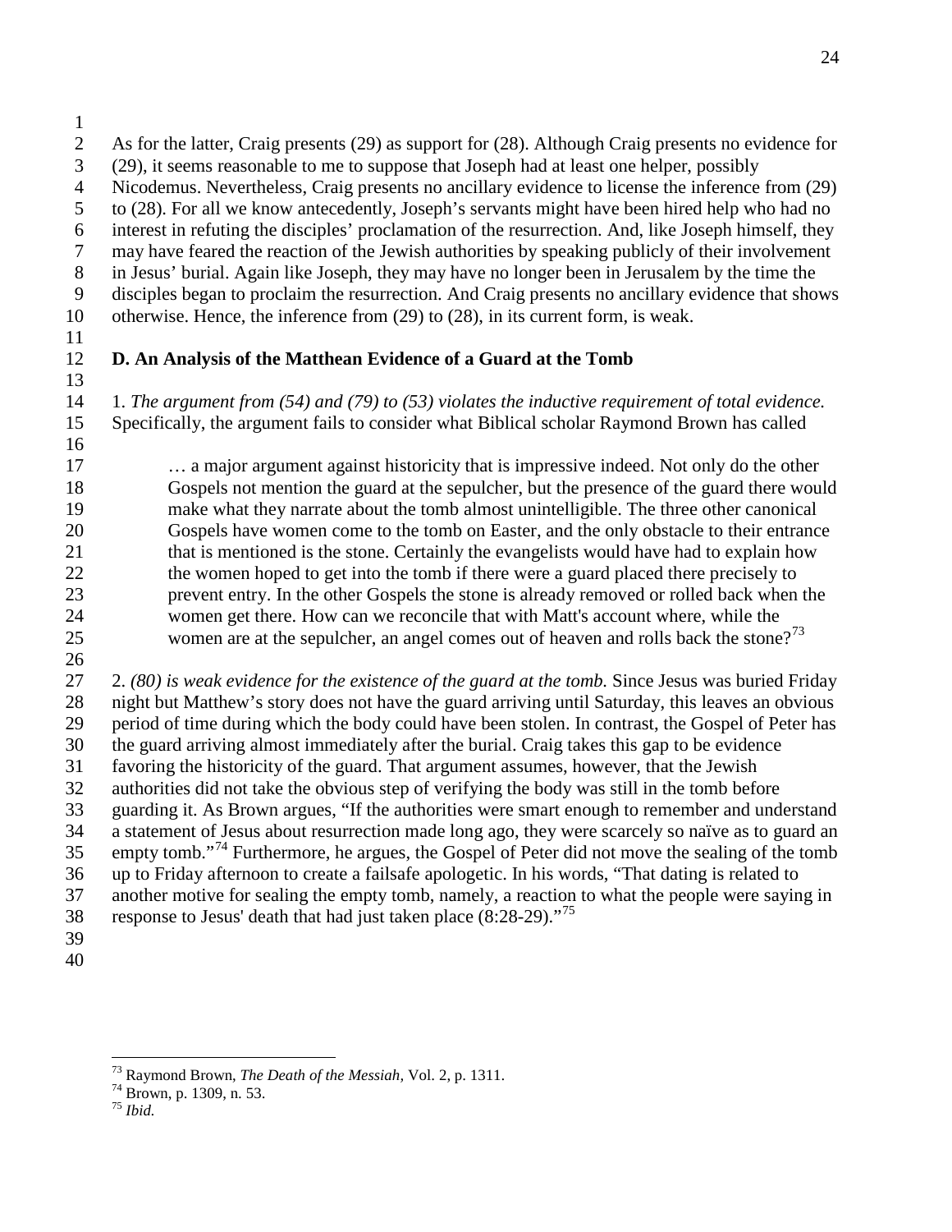As for the latter, Craig presents (29) as support for (28). Although Craig presents no evidence for (29), it seems reasonable to me to suppose that Joseph had at least one helper, possibly Nicodemus. Nevertheless, Craig presents no ancillary evidence to license the inference from (29) to (28). For all we know antecedently, Joseph's servants might have been hired help who had no interest in refuting the disciples' proclamation of the resurrection. And, like Joseph himself, they may have feared the reaction of the Jewish authorities by speaking publicly of their involvement in Jesus' burial. Again like Joseph, they may have no longer been in Jerusalem by the time the disciples began to proclaim the resurrection. And Craig presents no ancillary evidence that shows otherwise. Hence, the inference from (29) to (28), in its current form, is weak.

**D. An Analysis of the Matthean Evidence of a Guard at the Tomb**

1. *The argument from (54) and (79) to (53) violates the inductive requirement of total evidence.* Specifically, the argument fails to consider what Biblical scholar Raymond Brown has called

> … a major argument against historicity that is impressive indeed. Not only do the other Gospels not mention the guard at the sepulcher, but the presence of the guard there would make what they narrate about the tomb almost unintelligible. The three other canonical Gospels have women come to the tomb on Easter, and the only obstacle to their entrance that is mentioned is the stone. Certainly the evangelists would have had to explain how the women hoped to get into the tomb if there were a guard placed there precisely to prevent entry. In the other Gospels the stone is already removed or rolled back when the women get there. How can we reconcile that with Matt's account where, while the women are at the sepulcher, an angel comes out of heaven and rolls back the stone?[73]

2. *(80) is weak evidence for the existence of the guard at the tomb.* Since Jesus was buried Friday night but Matthew's story does not have the guard arriving until Saturday, this leaves an obvious period of time during which the body could have been stolen. In contrast, the Gospel of Peter has the guard arriving almost immediately after the burial. Craig takes this gap to be evidence favoring the historicity of the guard. That argument assumes, however, that the Jewish authorities did not take the obvious step of verifying the body was still in the tomb before guarding it. As Brown argues, "If the authorities were smart enough to remember and understand a statement of Jesus about resurrection made long ago, they were scarcely so naïve as to guard an empty tomb."[74] Furthermore, he argues, the Gospel of Peter did not move the sealing of the tomb up to Friday afternoon to create a failsafe apologetic. In his words, "That dating is related to another motive for sealing the empty tomb, namely, a reaction to what the people were saying in response to Jesus' death that had just taken place (8:28-29)."[75]

---

[73] Raymond Brown, *The Death of the Messiah*, Vol. 2, p. 1311.

[74] Brown, p. 1309, n. 53.

[75] *Ibid.*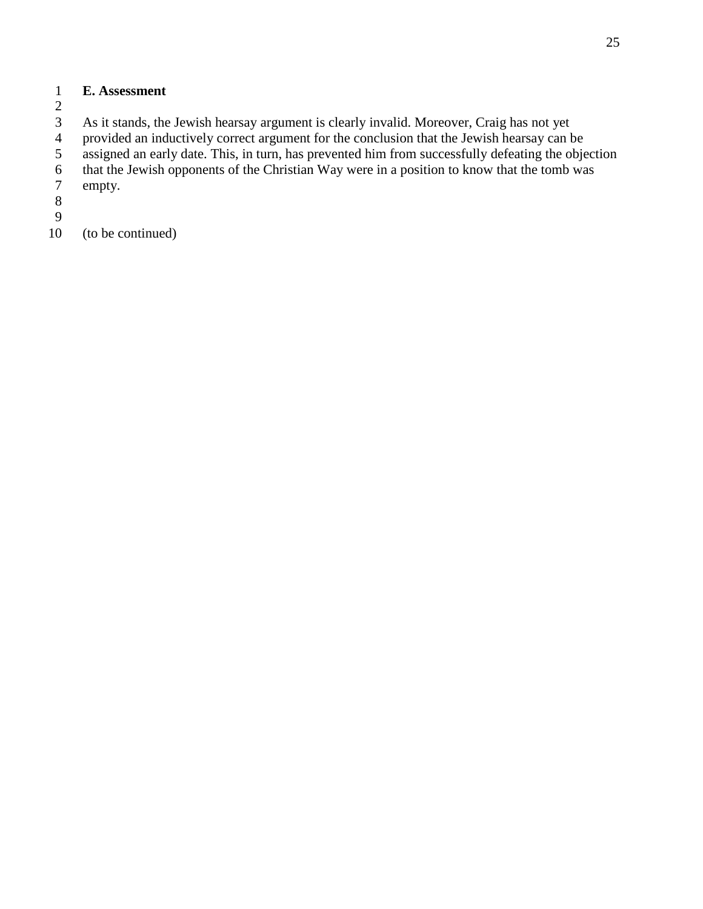### E. Assessment

As it stands, the Jewish hearsay argument is clearly invalid. Moreover, Craig has not yet provided an inductively correct argument for the conclusion that the Jewish hearsay can be assigned an early date. This, in turn, has prevented him from successfully defeating the objection that the Jewish opponents of the Christian Way were in a position to know that the tomb was empty.

(to be continued)